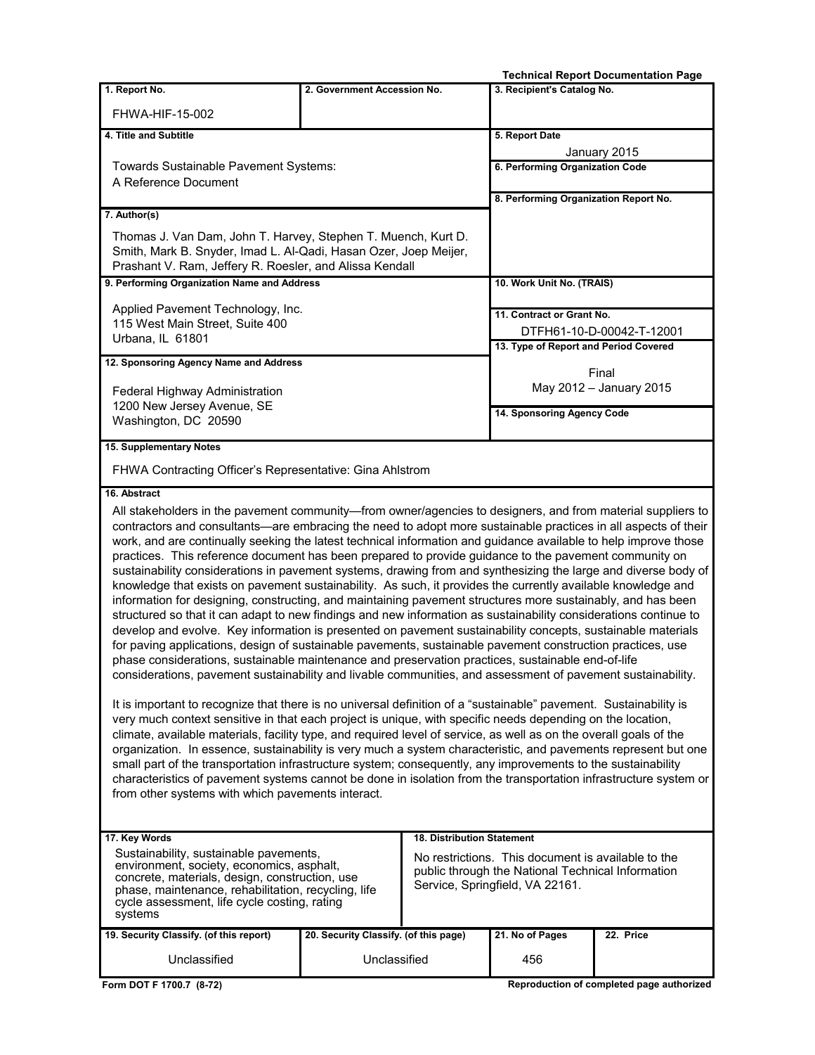**Technical Report Documentation Page**

| 1. Report No. | 2. Government Accession No. | 3. Recipient's Catalog No. |
|---|---|---|
| FHWA-HIF-15-002 | | |

| 4. Title and Subtitle | 5. Report Date |
|---|---|
| Towards Sustainable Pavement Systems: A Reference Document | January 2015 |
| | 6. Performing Organization Code |
| | 8. Performing Organization Report No. |

| 7. Author(s) |
|---|
| Thomas J. Van Dam, John T. Harvey, Stephen T. Muench, Kurt D. Smith, Mark B. Snyder, Imad L. Al-Qadi, Hasan Ozer, Joep Meijer, Prashant V. Ram, Jeffery R. Roesler, and Alissa Kendall |

| 9. Performing Organization Name and Address | 10. Work Unit No. (TRAIS) |
|---|---|
| Applied Pavement Technology, Inc. 115 West Main Street, Suite 400 Urbana, IL 61801 | 11. Contract or Grant No. DTFH61-10-D-00042-T-12001 |

| 12. Sponsoring Agency Name and Address | 13. Type of Report and Period Covered |
|---|---|
| Federal Highway Administration 1200 New Jersey Avenue, SE Washington, DC 20590 | Final May 2012 – January 2015 |
| | 14. Sponsoring Agency Code |

**15. Supplementary Notes**

FHWA Contracting Officer's Representative: Gina Ahlstrom

**16. Abstract**

All stakeholders in the pavement community—from owner/agencies to designers, and from material suppliers to contractors and consultants—are embracing the need to adopt more sustainable practices in all aspects of their work, and are continually seeking the latest technical information and guidance available to help improve those practices. This reference document has been prepared to provide guidance to the pavement community on sustainability considerations in pavement systems, drawing from and synthesizing the large and diverse body of knowledge that exists on pavement sustainability. As such, it provides the currently available knowledge and information for designing, constructing, and maintaining pavement structures more sustainably, and has been structured so that it can adapt to new findings and new information as sustainability considerations continue to develop and evolve. Key information is presented on pavement sustainability concepts, sustainable materials for paving applications, design of sustainable pavements, sustainable pavement construction practices, use phase considerations, sustainable maintenance and preservation practices, sustainable end-of-life considerations, pavement sustainability and livable communities, and assessment of pavement sustainability.

It is important to recognize that there is no universal definition of a "sustainable" pavement. Sustainability is very much context sensitive in that each project is unique, with specific needs depending on the location, climate, available materials, facility type, and required level of service, as well as on the overall goals of the organization. In essence, sustainability is very much a system characteristic, and pavements represent but one small part of the transportation infrastructure system; consequently, any improvements to the sustainability characteristics of pavement systems cannot be done in isolation from the transportation infrastructure system or from other systems with which pavements interact.

| 17. Key Words | 18. Distribution Statement |
|---|---|
| Sustainability, sustainable pavements, environment, society, economics, asphalt, concrete, materials, design, construction, use phase, maintenance, rehabilitation, recycling, life cycle assessment, life cycle costing, rating systems | No restrictions. This document is available to the public through the National Technical Information Service, Springfield, VA 22161. |

| 19. Security Classify. (of this report) | 20. Security Classify. (of this page) | 21. No of Pages | 22. Price |
|---|---|---|---|
| Unclassified | Unclassified | 456 | |

Form DOT F 1700.7 (8-72) Reproduction of completed page authorized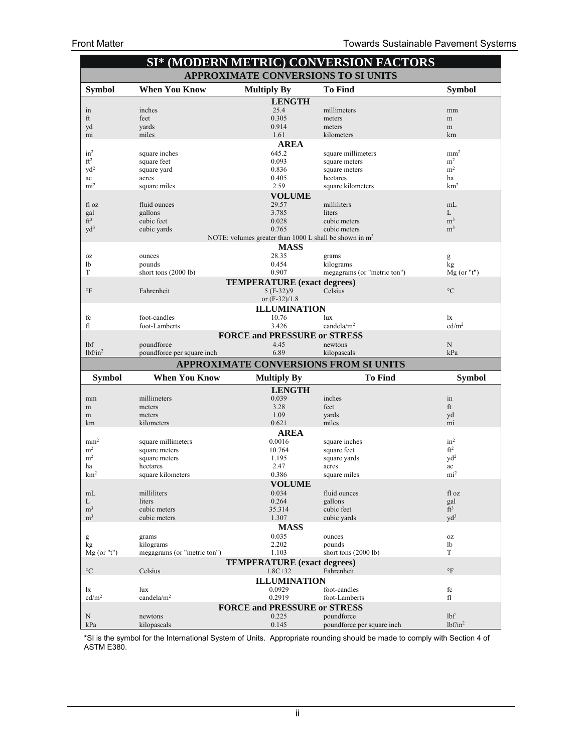# SI* (MODERN METRIC) CONVERSION FACTORS

## APPROXIMATE CONVERSIONS TO SI UNITS

| Symbol | When You Know | Multiply By | To Find | Symbol |
|---|---|---|---|---|
| | | **LENGTH** | | |
| in | inches | 25.4 | millimeters | mm |
| ft | feet | 0.305 | meters | m |
| yd | yards | 0.914 | meters | m |
| mi | miles | 1.61 | kilometers | km |
| | | **AREA** | | |
| $in^2$ | square inches | 645.2 | square millimeters | $mm^2$ |
| $ft^2$ | square feet | 0.093 | square meters | $m^2$ |
| $yd^2$ | square yard | 0.836 | square meters | $m^2$ |
| ac | acres | 0.405 | hectares | ha |
| $mi^2$ | square miles | 2.59 | square kilometers | $km^2$ |
| | | **VOLUME** | | |
| fl oz | fluid ounces | 29.57 | milliliters | mL |
| gal | gallons | 3.785 | liters | L |
| $ft^3$ | cubic feet | 0.028 | cubic meters | $m^3$ |
| $yd^3$ | cubic yards | 0.765 | cubic meters | $m^3$ |
| | | NOTE: volumes greater than 1000 L shall be shown in $m^3$ | | |
| | | **MASS** | | |
| oz | ounces | 28.35 | grams | g |
| lb | pounds | 0.454 | kilograms | kg |
| T | short tons (2000 lb) | 0.907 | megagrams (or "metric ton") | Mg (or "t") |
| | | **TEMPERATURE (exact degrees)** | | |
| °F | Fahrenheit | 5 (F-32)/9 or (F-32)/1.8 | Celsius | °C |
| | | **ILLUMINATION** | | |
| fc | foot-candles | 10.76 | lux | lx |
| fl | foot-Lamberts | 3.426 | candela/$m^2$ | cd/$m^2$ |
| | | **FORCE and PRESSURE or STRESS** | | |
| lbf | poundforce | 4.45 | newtons | N |
| lbf/$in^2$ | poundforce per square inch | 6.89 | kilopascals | kPa |

## APPROXIMATE CONVERSIONS FROM SI UNITS

| Symbol | When You Know | Multiply By | To Find | Symbol |
|---|---|---|---|---|
| | | **LENGTH** | | |
| mm | millimeters | 0.039 | inches | in |
| m | meters | 3.28 | feet | ft |
| m | meters | 1.09 | yards | yd |
| km | kilometers | 0.621 | miles | mi |
| | | **AREA** | | |
| $mm^2$ | square millimeters | 0.0016 | square inches | $in^2$ |
| $m^2$ | square meters | 10.764 | square feet | $ft^2$ |
| $m^2$ | square meters | 1.195 | square yards | $yd^2$ |
| ha | hectares | 2.47 | acres | ac |
| $km^2$ | square kilometers | 0.386 | square miles | $mi^2$ |
| | | **VOLUME** | | |
| mL | milliliters | 0.034 | fluid ounces | fl oz |
| L | liters | 0.264 | gallons | gal |
| $m^3$ | cubic meters | 35.314 | cubic feet | $ft^3$ |
| $m^3$ | cubic meters | 1.307 | cubic yards | $yd^3$ |
| | | **MASS** | | |
| g | grams | 0.035 | ounces | oz |
| kg | kilograms | 2.202 | pounds | lb |
| Mg (or "t") | megagrams (or "metric ton") | 1.103 | short tons (2000 lb) | T |
| | | **TEMPERATURE (exact degrees)** | | |
| °C | Celsius | 1.8C+32 | Fahrenheit | °F |
| | | **ILLUMINATION** | | |
| lx | lux | 0.0929 | foot-candles | fc |
| cd/$m^2$ | candela/$m^2$ | 0.2919 | foot-Lamberts | fl |
| | | **FORCE and PRESSURE or STRESS** | | |
| N | newtons | 0.225 | poundforce | lbf |
| kPa | kilopascals | 0.145 | poundforce per square inch | lbf/$in^2$ |

*SI is the symbol for the International System of Units. Appropriate rounding should be made to comply with Section 4 of ASTM E380.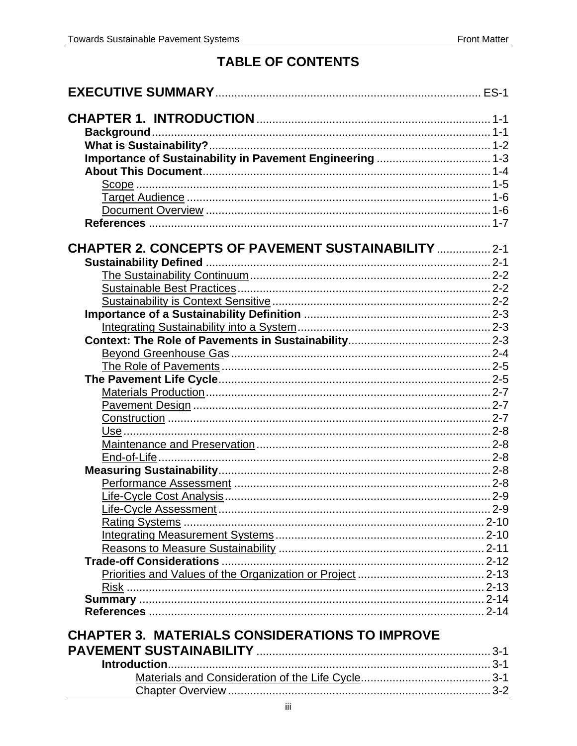# TABLE OF CONTENTS

**EXECUTIVE SUMMARY** .................................................................................... ES-1

**CHAPTER 1. INTRODUCTION** ......................................................................... 1-1

- **Background** .................................................................................................... 1-1
- **What is Sustainability?** ................................................................................... 1-2
- **Importance of Sustainability in Pavement Engineering** ................................... 1-3
- **About This Document** ..................................................................................... 1-4
  - Scope ................................................................................................................ 1-5
  - Target Audience ................................................................................................ 1-6
  - Document Overview .......................................................................................... 1-6
- **References** ...................................................................................................... 1-7

**CHAPTER 2. CONCEPTS OF PAVEMENT SUSTAINABILITY** ................. 2-1

- **Sustainability Defined** ...................................................................................... 2-1
  - The Sustainability Continuum ............................................................................ 2-2
  - Sustainable Best Practices ................................................................................ 2-2
  - Sustainability is Context Sensitive ..................................................................... 2-2
- **Importance of a Sustainability Definition** ......................................................... 2-3
  - Integrating Sustainability into a System ............................................................ 2-3
- **Context: The Role of Pavements in Sustainability** ........................................... 2-3
  - Beyond Greenhouse Gas ................................................................................... 2-4
  - The Role of Pavements ..................................................................................... 2-5
- **The Pavement Life Cycle** ................................................................................. 2-5
  - Materials Production .......................................................................................... 2-7
  - Pavement Design ............................................................................................... 2-7
  - Construction ...................................................................................................... 2-7
  - Use .................................................................................................................... 2-8
  - Maintenance and Preservation .......................................................................... 2-8
  - End-of-Life ........................................................................................................ 2-8
- **Measuring Sustainability** ................................................................................. 2-8
  - Performance Assessment ................................................................................. 2-8
  - Life-Cycle Cost Analysis .................................................................................... 2-9
  - Life-Cycle Assessment ...................................................................................... 2-9
  - Rating Systems ................................................................................................ 2-10
  - Integrating Measurement Systems ................................................................... 2-10
  - Reasons to Measure Sustainability .................................................................. 2-11
- **Trade-off Considerations** ............................................................................... 2-12
  - Priorities and Values of the Organization or Project ........................................ 2-13
  - Risk ................................................................................................................. 2-13
- **Summary** ....................................................................................................... 2-14
- **References** ..................................................................................................... 2-14

**CHAPTER 3. MATERIALS CONSIDERATIONS TO IMPROVE PAVEMENT SUSTAINABILITY** ........................................................................ 3-1

- **Introduction** ...................................................................................................... 3-1
  - Materials and Consideration of the Life Cycle ................................................... 3-1
  - Chapter Overview .............................................................................................. 3-2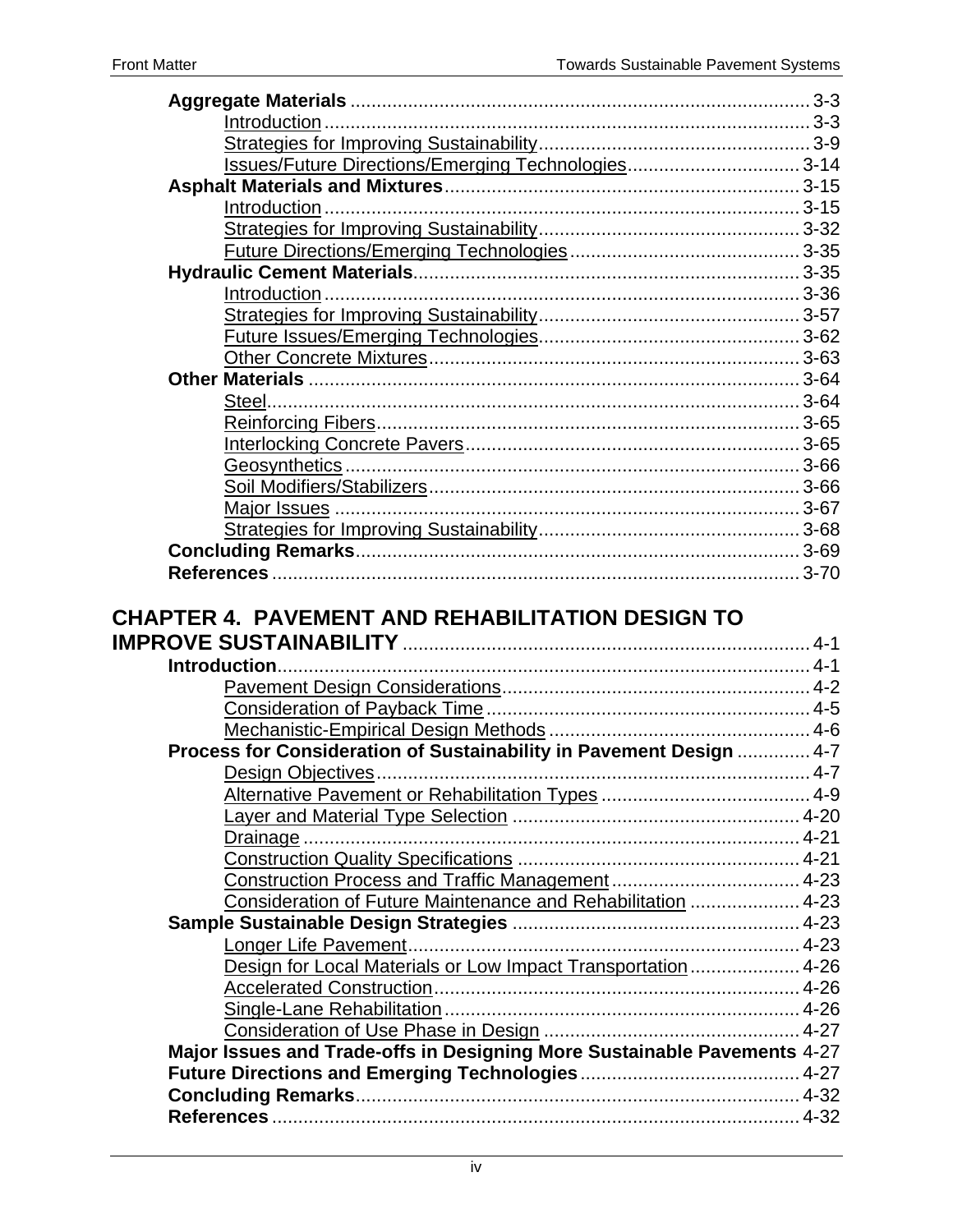**Aggregate Materials** ........................................................................................ 3-3

- Introduction ............................................................................................ 3-3
- Strategies for Improving Sustainability .................................................... 3-9
- Issues/Future Directions/Emerging Technologies ................................ 3-14

**Asphalt Materials and Mixtures** .................................................................. 3-15

- Introduction .......................................................................................... 3-15
- Strategies for Improving Sustainability .................................................. 3-32
- Future Directions/Emerging Technologies ............................................ 3-35

**Hydraulic Cement Materials** ......................................................................... 3-35

- Introduction .......................................................................................... 3-36
- Strategies for Improving Sustainability .................................................. 3-57
- Future Issues/Emerging Technologies .................................................. 3-62
- Other Concrete Mixtures ...................................................................... 3-63

**Other Materials** ............................................................................................ 3-64

- Steel ..................................................................................................... 3-64
- Reinforcing Fibers ................................................................................ 3-65
- Interlocking Concrete Pavers ................................................................ 3-65
- Geosynthetics ....................................................................................... 3-66
- Soil Modifiers/Stabilizers ....................................................................... 3-66
- Major Issues ......................................................................................... 3-67
- Strategies for Improving Sustainability .................................................. 3-68

**Concluding Remarks** .................................................................................... 3-69

**References** ................................................................................................... 3-70

## CHAPTER 4. PAVEMENT AND REHABILITATION DESIGN TO IMPROVE SUSTAINABILITY ............................................................................ 4-1

**Introduction** .................................................................................................... 4-1

- Pavement Design Considerations .......................................................... 4-2
- Consideration of Payback Time ............................................................. 4-5
- Mechanistic-Empirical Design Methods ................................................. 4-6

**Process for Consideration of Sustainability in Pavement Design** ............. 4-7

- Design Objectives .................................................................................. 4-7
- Alternative Pavement or Rehabilitation Types ....................................... 4-9
- Layer and Material Type Selection ...................................................... 4-20
- Drainage .............................................................................................. 4-21
- Construction Quality Specifications ..................................................... 4-21
- Construction Process and Traffic Management .................................... 4-23
- Consideration of Future Maintenance and Rehabilitation ..................... 4-23

**Sample Sustainable Design Strategies** ...................................................... 4-23

- Longer Life Pavement ........................................................................... 4-23
- Design for Local Materials or Low Impact Transportation ..................... 4-26
- Accelerated Construction ..................................................................... 4-26
- Single-Lane Rehabilitation .................................................................... 4-26
- Consideration of Use Phase in Design ................................................. 4-27

**Major Issues and Trade-offs in Designing More Sustainable Pavements** 4-27

**Future Directions and Emerging Technologies** .......................................... 4-27

**Concluding Remarks** .................................................................................... 4-32

**References** ................................................................................................... 4-32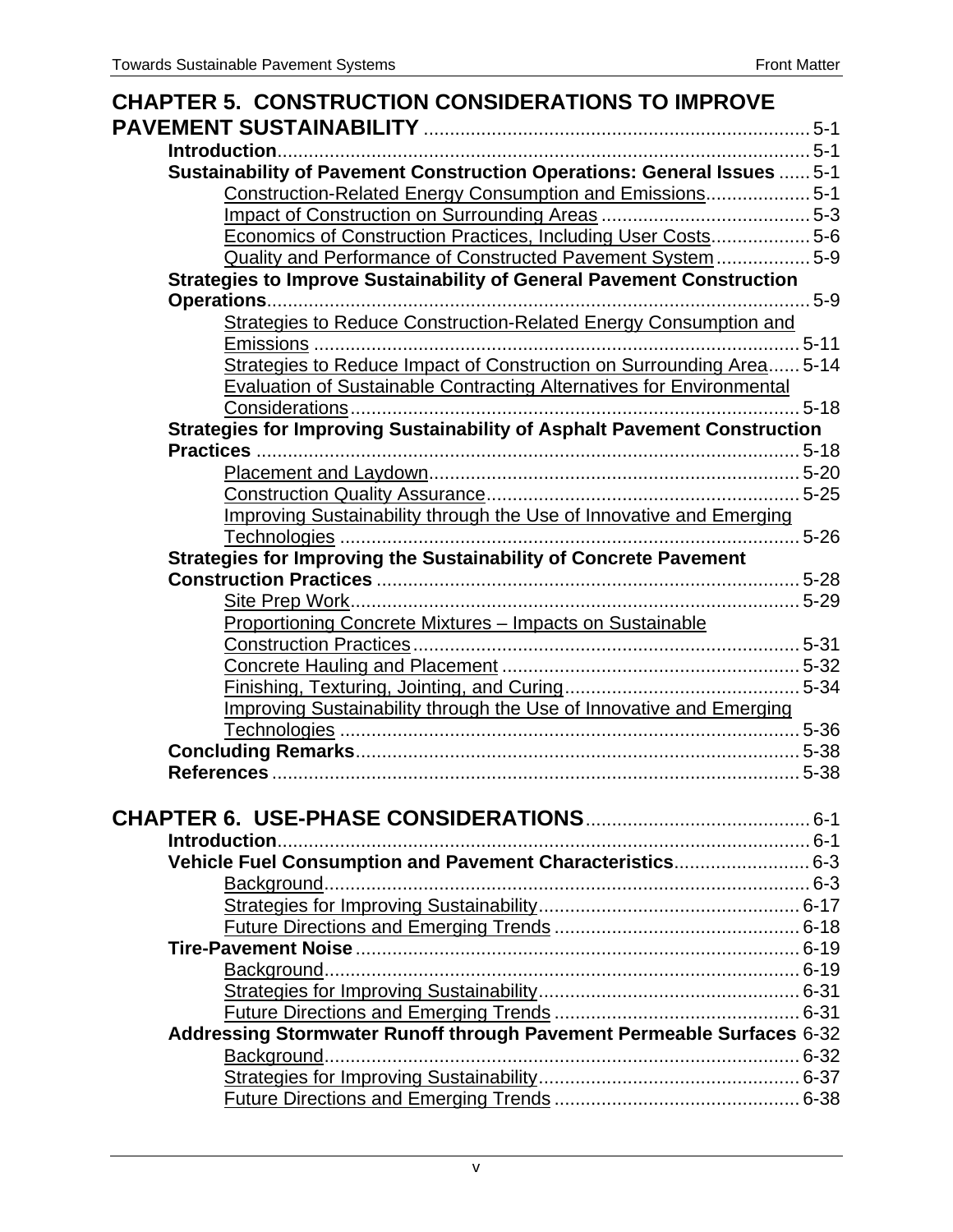**CHAPTER 5. CONSTRUCTION CONSIDERATIONS TO IMPROVE PAVEMENT SUSTAINABILITY** ........ 5-1

- **Introduction** ........ 5-1
- **Sustainability of Pavement Construction Operations: General Issues** ........ 5-1
  - Construction-Related Energy Consumption and Emissions ........ 5-1
  - Impact of Construction on Surrounding Areas ........ 5-3
  - Economics of Construction Practices, Including User Costs ........ 5-6
  - Quality and Performance of Constructed Pavement System ........ 5-9
- **Strategies to Improve Sustainability of General Pavement Construction Operations** ........ 5-9
  - Strategies to Reduce Construction-Related Energy Consumption and Emissions ........ 5-11
  - Strategies to Reduce Impact of Construction on Surrounding Area ........ 5-14
  - Evaluation of Sustainable Contracting Alternatives for Environmental Considerations ........ 5-18
- **Strategies for Improving Sustainability of Asphalt Pavement Construction Practices** ........ 5-18
  - Placement and Laydown ........ 5-20
  - Construction Quality Assurance ........ 5-25
  - Improving Sustainability through the Use of Innovative and Emerging Technologies ........ 5-26
- **Strategies for Improving the Sustainability of Concrete Pavement Construction Practices** ........ 5-28
  - Site Prep Work ........ 5-29
  - Proportioning Concrete Mixtures – Impacts on Sustainable Construction Practices ........ 5-31
  - Concrete Hauling and Placement ........ 5-32
  - Finishing, Texturing, Jointing, and Curing ........ 5-34
  - Improving Sustainability through the Use of Innovative and Emerging Technologies ........ 5-36
- **Concluding Remarks** ........ 5-38
- **References** ........ 5-38

**CHAPTER 6. USE-PHASE CONSIDERATIONS** ........ 6-1

- **Introduction** ........ 6-1
- **Vehicle Fuel Consumption and Pavement Characteristics** ........ 6-3
  - Background ........ 6-3
  - Strategies for Improving Sustainability ........ 6-17
  - Future Directions and Emerging Trends ........ 6-18
- **Tire-Pavement Noise** ........ 6-19
  - Background ........ 6-19
  - Strategies for Improving Sustainability ........ 6-31
  - Future Directions and Emerging Trends ........ 6-31
- **Addressing Stormwater Runoff through Pavement Permeable Surfaces** 6-32
  - Background ........ 6-32
  - Strategies for Improving Sustainability ........ 6-37
  - Future Directions and Emerging Trends ........ 6-38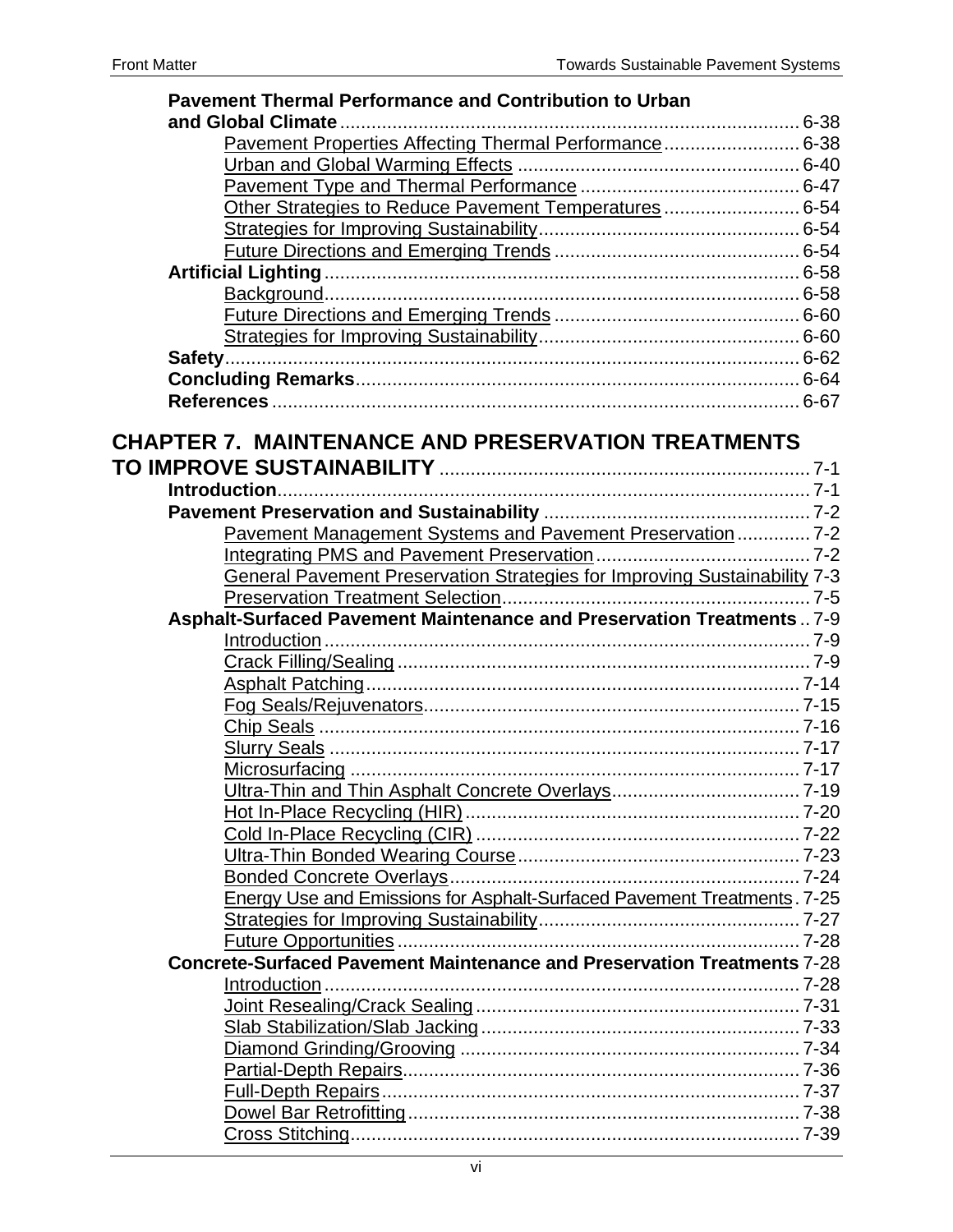**Pavement Thermal Performance and Contribution to Urban and Global Climate** ........................................................................................ 6-38

- Pavement Properties Affecting Thermal Performance ........................ 6-38
- Urban and Global Warming Effects ..................................................... 6-40
- Pavement Type and Thermal Performance .......................................... 6-47
- Other Strategies to Reduce Pavement Temperatures ........................ 6-54
- Strategies for Improving Sustainability................................................. 6-54
- Future Directions and Emerging Trends .............................................. 6-54

**Artificial Lighting** ........................................................................................... 6-58

- Background........................................................................................... 6-58
- Future Directions and Emerging Trends .............................................. 6-60
- Strategies for Improving Sustainability................................................. 6-60

**Safety**............................................................................................................. 6-62

**Concluding Remarks**.................................................................................... 6-64

**References** .................................................................................................... 6-67

## CHAPTER 7. MAINTENANCE AND PRESERVATION TREATMENTS TO IMPROVE SUSTAINABILITY ...................................................................... 7-1

**Introduction**..................................................................................................... 7-1

**Pavement Preservation and Sustainability** .................................................. 7-2

- Pavement Management Systems and Pavement Preservation ............. 7-2
- Integrating PMS and Pavement Preservation ......................................... 7-2
- General Pavement Preservation Strategies for Improving Sustainability 7-3
- Preservation Treatment Selection........................................................... 7-5

**Asphalt-Surfaced Pavement Maintenance and Preservation Treatments** .. 7-9

- Introduction ............................................................................................. 7-9
- Crack Filling/Sealing ............................................................................... 7-9
- Asphalt Patching ................................................................................... 7-14
- Fog Seals/Rejuvenators........................................................................ 7-15
- Chip Seals ............................................................................................ 7-16
- Slurry Seals .......................................................................................... 7-17
- Microsurfacing ...................................................................................... 7-17
- Ultra-Thin and Thin Asphalt Concrete Overlays.................................... 7-19
- Hot In-Place Recycling (HIR) ................................................................ 7-20
- Cold In-Place Recycling (CIR) .............................................................. 7-22
- Ultra-Thin Bonded Wearing Course...................................................... 7-23
- Bonded Concrete Overlays................................................................... 7-24
- Energy Use and Emissions for Asphalt-Surfaced Pavement Treatments . 7-25
- Strategies for Improving Sustainability.................................................. 7-27
- Future Opportunities ............................................................................. 7-28

**Concrete-Surfaced Pavement Maintenance and Preservation Treatments** 7-28

- Introduction ........................................................................................... 7-28
- Joint Resealing/Crack Sealing .............................................................. 7-31
- Slab Stabilization/Slab Jacking ............................................................. 7-33
- Diamond Grinding/Grooving ................................................................. 7-34
- Partial-Depth Repairs............................................................................ 7-36
- Full-Depth Repairs ................................................................................ 7-37
- Dowel Bar Retrofitting........................................................................... 7-38
- Cross Stitching...................................................................................... 7-39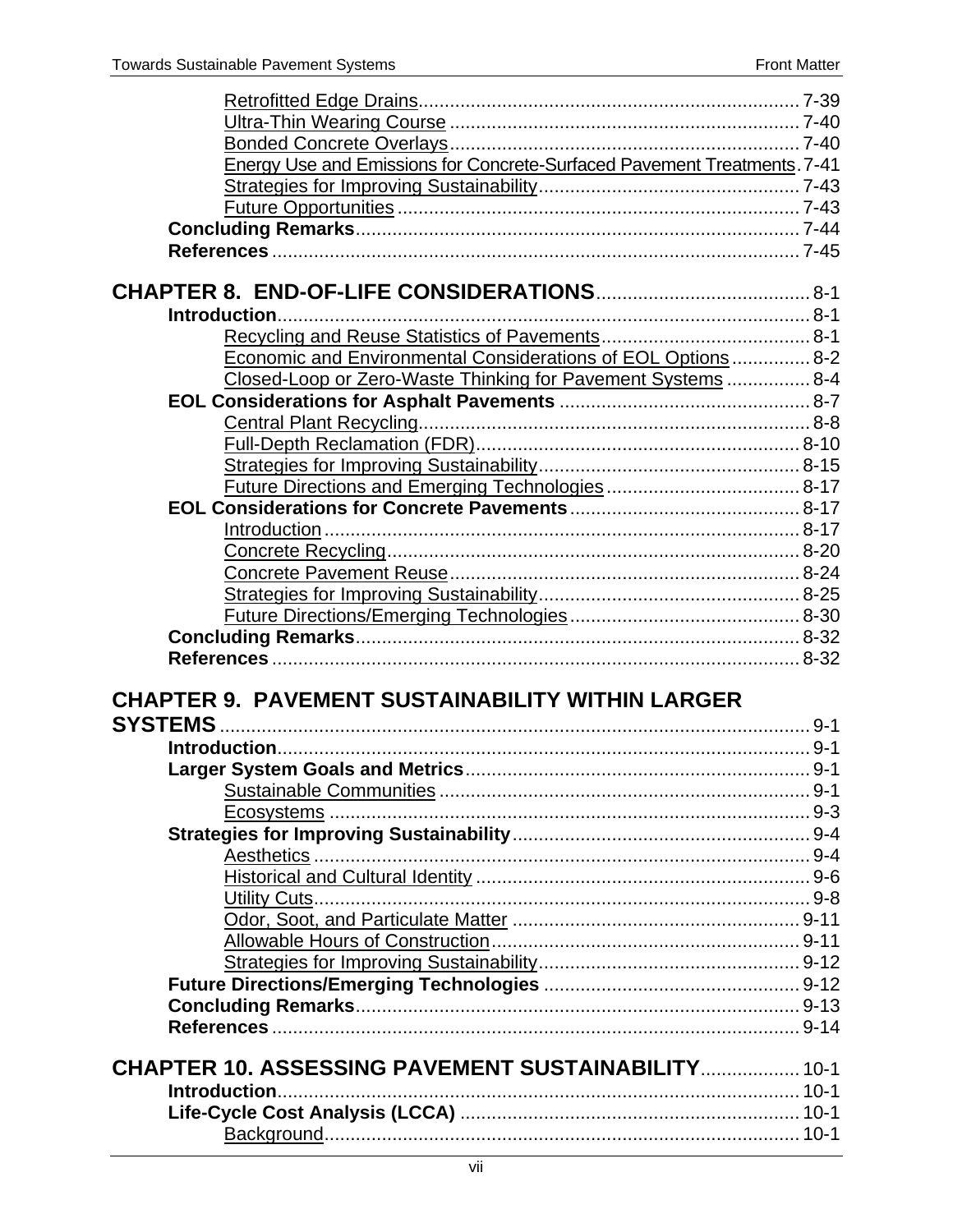Retrofitted Edge Drains ..... 7-39
Ultra-Thin Wearing Course ..... 7-40
Bonded Concrete Overlays ..... 7-40
Energy Use and Emissions for Concrete-Surfaced Pavement Treatments ..... 7-41
Strategies for Improving Sustainability ..... 7-43
Future Opportunities ..... 7-43

**Concluding Remarks** ..... 7-44
**References** ..... 7-45

**CHAPTER 8. END-OF-LIFE CONSIDERATIONS** ..... 8-1

**Introduction** ..... 8-1
Recycling and Reuse Statistics of Pavements ..... 8-1
Economic and Environmental Considerations of EOL Options ..... 8-2
Closed-Loop or Zero-Waste Thinking for Pavement Systems ..... 8-4

**EOL Considerations for Asphalt Pavements** ..... 8-7
Central Plant Recycling ..... 8-8
Full-Depth Reclamation (FDR) ..... 8-10
Strategies for Improving Sustainability ..... 8-15
Future Directions and Emerging Technologies ..... 8-17

**EOL Considerations for Concrete Pavements** ..... 8-17
Introduction ..... 8-17
Concrete Recycling ..... 8-20
Concrete Pavement Reuse ..... 8-24
Strategies for Improving Sustainability ..... 8-25
Future Directions/Emerging Technologies ..... 8-30

**Concluding Remarks** ..... 8-32
**References** ..... 8-32

**CHAPTER 9. PAVEMENT SUSTAINABILITY WITHIN LARGER SYSTEMS** ..... 9-1

**Introduction** ..... 9-1
**Larger System Goals and Metrics** ..... 9-1
Sustainable Communities ..... 9-1
Ecosystems ..... 9-3

**Strategies for Improving Sustainability** ..... 9-4
Aesthetics ..... 9-4
Historical and Cultural Identity ..... 9-6
Utility Cuts ..... 9-8
Odor, Soot, and Particulate Matter ..... 9-11
Allowable Hours of Construction ..... 9-11
Strategies for Improving Sustainability ..... 9-12

**Future Directions/Emerging Technologies** ..... 9-12
**Concluding Remarks** ..... 9-13
**References** ..... 9-14

**CHAPTER 10. ASSESSING PAVEMENT SUSTAINABILITY** ..... 10-1

**Introduction** ..... 10-1
**Life-Cycle Cost Analysis (LCCA)** ..... 10-1
Background ..... 10-1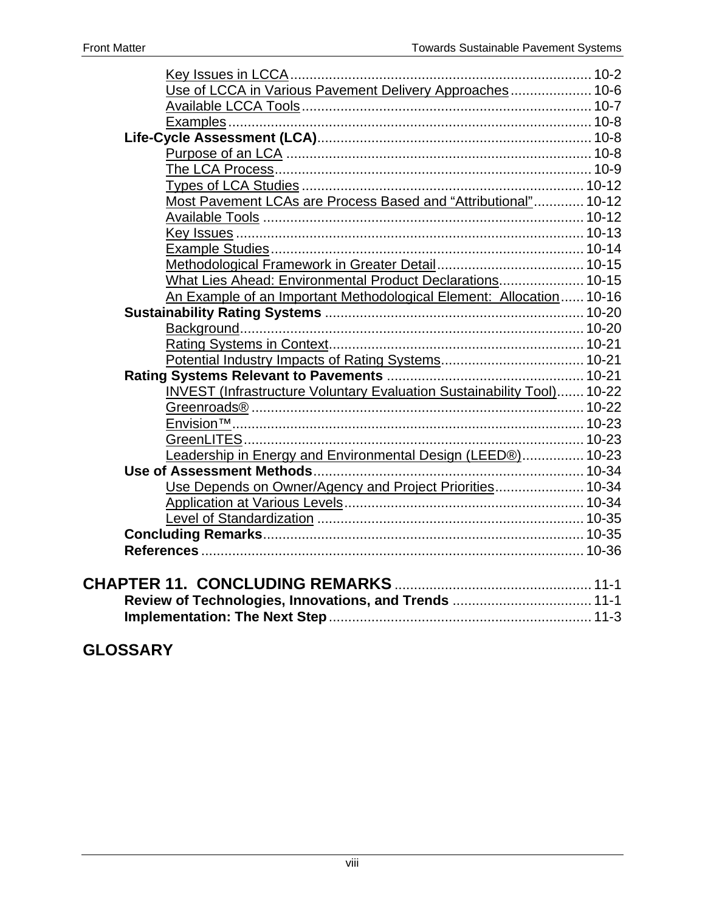Key Issues in LCCA ............................................................................ 10-2
Use of LCCA in Various Pavement Delivery Approaches ..................... 10-6
Available LCCA Tools .......................................................................... 10-7
Examples ............................................................................................. 10-8

**Life-Cycle Assessment (LCA)** ....................................................................... 10-8
Purpose of an LCA .............................................................................. 10-8
The LCA Process ................................................................................. 10-9
Types of LCA Studies ......................................................................... 10-12
Most Pavement LCAs are Process Based and "Attributional" ............. 10-12
Available Tools ................................................................................... 10-12
Key Issues .......................................................................................... 10-13
Example Studies ................................................................................. 10-14
Methodological Framework in Greater Detail ...................................... 10-15
What Lies Ahead: Environmental Product Declarations ...................... 10-15
An Example of an Important Methodological Element: Allocation ...... 10-16

**Sustainability Rating Systems** .................................................................. 10-20
Background ......................................................................................... 10-20
Rating Systems in Context .................................................................. 10-21
Potential Industry Impacts of Rating Systems ..................................... 10-21

**Rating Systems Relevant to Pavements** ................................................... 10-21
INVEST (Infrastructure Voluntary Evaluation Sustainability Tool) ....... 10-22
Greenroads® ...................................................................................... 10-22
Envision™ ........................................................................................... 10-23
GreenLITES ........................................................................................ 10-23
Leadership in Energy and Environmental Design (LEED®) ................ 10-23

**Use of Assessment Methods** ..................................................................... 10-34
Use Depends on Owner/Agency and Project Priorities ....................... 10-34
Application at Various Levels .............................................................. 10-34
Level of Standardization ..................................................................... 10-35

**Concluding Remarks** .................................................................................. 10-35

**References** .................................................................................................. 10-36

## CHAPTER 11. CONCLUDING REMARKS .................................................. 11-1

**Review of Technologies, Innovations, and Trends** .................................... 11-1

**Implementation: The Next Step** .................................................................... 11-3

## GLOSSARY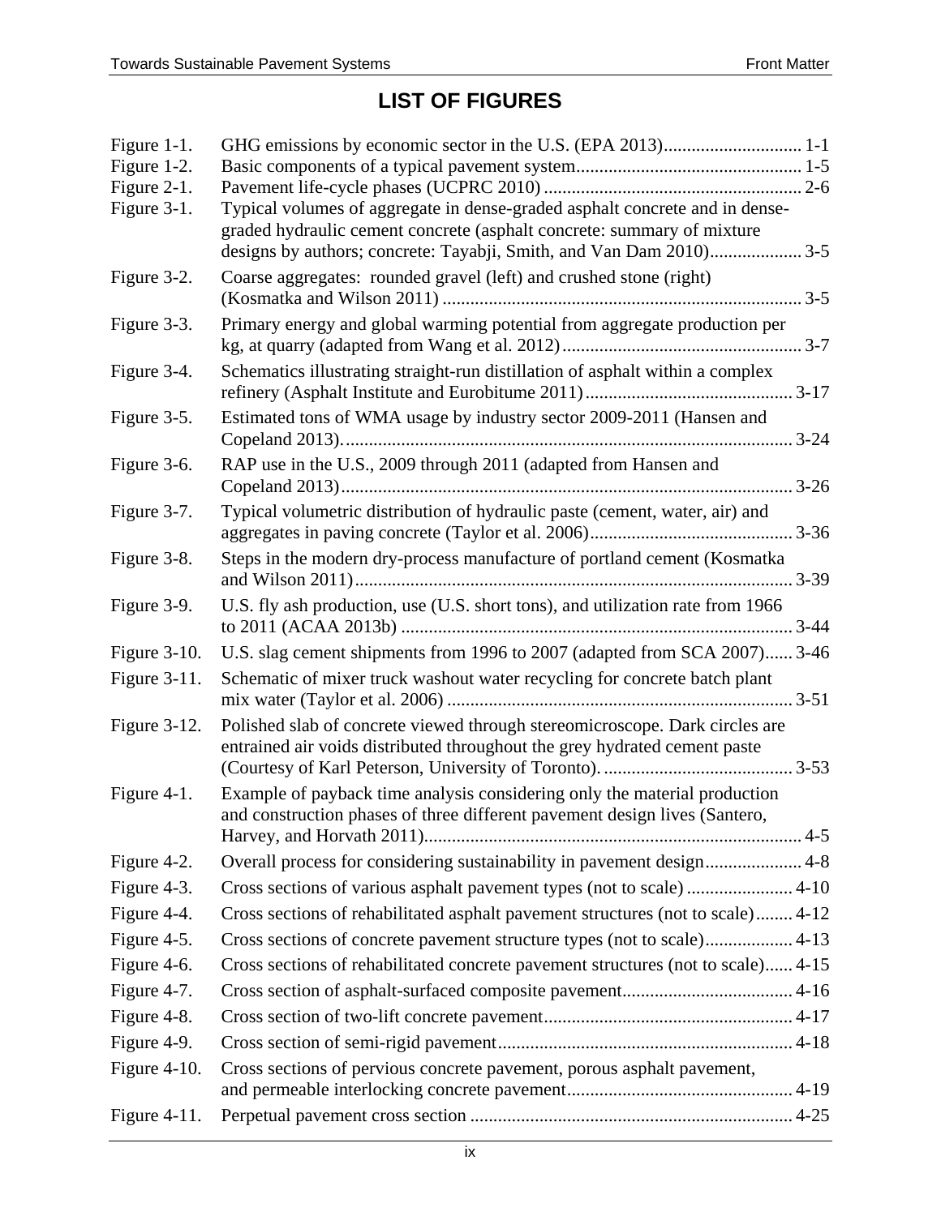# LIST OF FIGURES

| | | |
|---|---|---|
| Figure 1-1. | GHG emissions by economic sector in the U.S. (EPA 2013) | 1-1 |
| Figure 1-2. | Basic components of a typical pavement system | 1-5 |
| Figure 2-1. | Pavement life-cycle phases (UCPRC 2010) | 2-6 |
| Figure 3-1. | Typical volumes of aggregate in dense-graded asphalt concrete and in dense-graded hydraulic cement concrete (asphalt concrete: summary of mixture designs by authors; concrete: Tayabji, Smith, and Van Dam 2010) | 3-5 |
| Figure 3-2. | Coarse aggregates: rounded gravel (left) and crushed stone (right) (Kosmatka and Wilson 2011) | 3-5 |
| Figure 3-3. | Primary energy and global warming potential from aggregate production per kg, at quarry (adapted from Wang et al. 2012) | 3-7 |
| Figure 3-4. | Schematics illustrating straight-run distillation of asphalt within a complex refinery (Asphalt Institute and Eurobitume 2011) | 3-17 |
| Figure 3-5. | Estimated tons of WMA usage by industry sector 2009-2011 (Hansen and Copeland 2013). | 3-24 |
| Figure 3-6. | RAP use in the U.S., 2009 through 2011 (adapted from Hansen and Copeland 2013) | 3-26 |
| Figure 3-7. | Typical volumetric distribution of hydraulic paste (cement, water, air) and aggregates in paving concrete (Taylor et al. 2006) | 3-36 |
| Figure 3-8. | Steps in the modern dry-process manufacture of portland cement (Kosmatka and Wilson 2011) | 3-39 |
| Figure 3-9. | U.S. fly ash production, use (U.S. short tons), and utilization rate from 1966 to 2011 (ACAA 2013b) | 3-44 |
| Figure 3-10. | U.S. slag cement shipments from 1996 to 2007 (adapted from SCA 2007) | 3-46 |
| Figure 3-11. | Schematic of mixer truck washout water recycling for concrete batch plant mix water (Taylor et al. 2006) | 3-51 |
| Figure 3-12. | Polished slab of concrete viewed through stereomicroscope. Dark circles are entrained air voids distributed throughout the grey hydrated cement paste (Courtesy of Karl Peterson, University of Toronto). | 3-53 |
| Figure 4-1. | Example of payback time analysis considering only the material production and construction phases of three different pavement design lives (Santero, Harvey, and Horvath 2011). | 4-5 |
| Figure 4-2. | Overall process for considering sustainability in pavement design | 4-8 |
| Figure 4-3. | Cross sections of various asphalt pavement types (not to scale) | 4-10 |
| Figure 4-4. | Cross sections of rehabilitated asphalt pavement structures (not to scale) | 4-12 |
| Figure 4-5. | Cross sections of concrete pavement structure types (not to scale) | 4-13 |
| Figure 4-6. | Cross sections of rehabilitated concrete pavement structures (not to scale) | 4-15 |
| Figure 4-7. | Cross section of asphalt-surfaced composite pavement | 4-16 |
| Figure 4-8. | Cross section of two-lift concrete pavement | 4-17 |
| Figure 4-9. | Cross section of semi-rigid pavement | 4-18 |
| Figure 4-10. | Cross sections of pervious concrete pavement, porous asphalt pavement, and permeable interlocking concrete pavement | 4-19 |
| Figure 4-11. | Perpetual pavement cross section | 4-25 |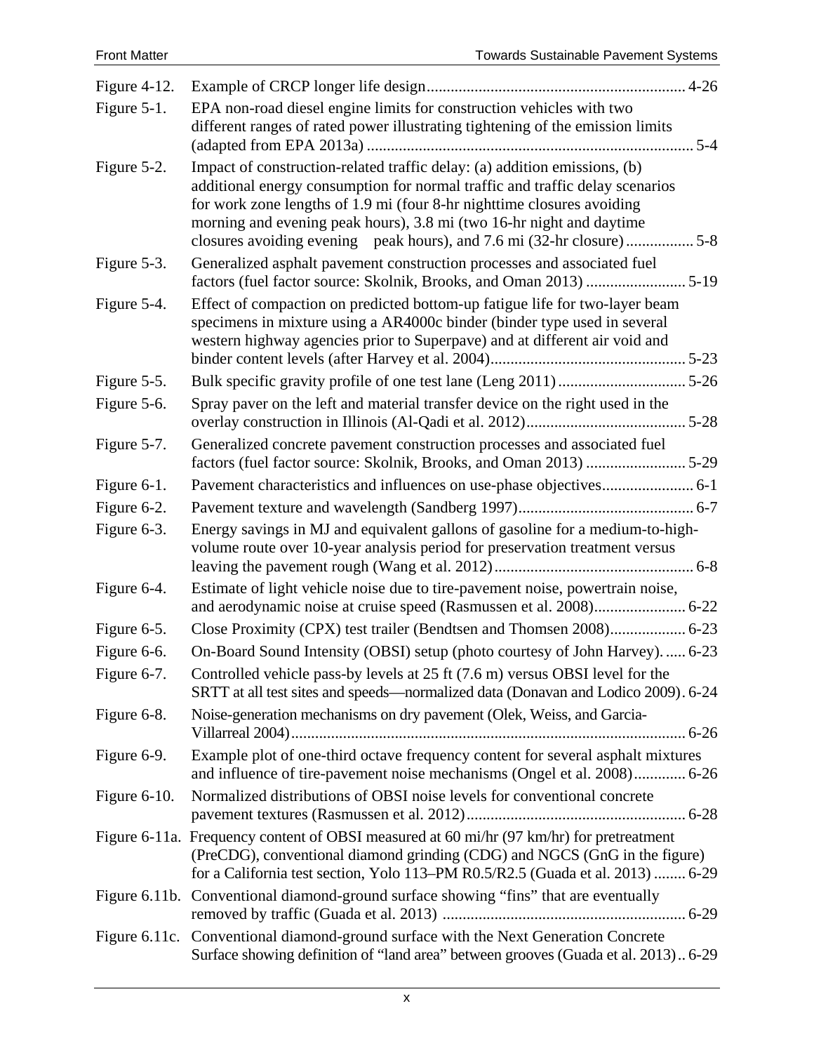| | | |
|---|---|---|
| Figure 4-12. | Example of CRCP longer life design | 4-26 |
| Figure 5-1. | EPA non-road diesel engine limits for construction vehicles with two different ranges of rated power illustrating tightening of the emission limits (adapted from EPA 2013a) | 5-4 |
| Figure 5-2. | Impact of construction-related traffic delay: (a) addition emissions, (b) additional energy consumption for normal traffic and traffic delay scenarios for work zone lengths of 1.9 mi (four 8-hr nighttime closures avoiding morning and evening peak hours), 3.8 mi (two 16-hr night and daytime closures avoiding evening peak hours), and 7.6 mi (32-hr closure) | 5-8 |
| Figure 5-3. | Generalized asphalt pavement construction processes and associated fuel factors (fuel factor source: Skolnik, Brooks, and Oman 2013) | 5-19 |
| Figure 5-4. | Effect of compaction on predicted bottom-up fatigue life for two-layer beam specimens in mixture using a AR4000c binder (binder type used in several western highway agencies prior to Superpave) and at different air void and binder content levels (after Harvey et al. 2004) | 5-23 |
| Figure 5-5. | Bulk specific gravity profile of one test lane (Leng 2011) | 5-26 |
| Figure 5-6. | Spray paver on the left and material transfer device on the right used in the overlay construction in Illinois (Al-Qadi et al. 2012) | 5-28 |
| Figure 5-7. | Generalized concrete pavement construction processes and associated fuel factors (fuel factor source: Skolnik, Brooks, and Oman 2013) | 5-29 |
| Figure 6-1. | Pavement characteristics and influences on use-phase objectives | 6-1 |
| Figure 6-2. | Pavement texture and wavelength (Sandberg 1997) | 6-7 |
| Figure 6-3. | Energy savings in MJ and equivalent gallons of gasoline for a medium-to-high-volume route over 10-year analysis period for preservation treatment versus leaving the pavement rough (Wang et al. 2012) | 6-8 |
| Figure 6-4. | Estimate of light vehicle noise due to tire-pavement noise, powertrain noise, and aerodynamic noise at cruise speed (Rasmussen et al. 2008) | 6-22 |
| Figure 6-5. | Close Proximity (CPX) test trailer (Bendtsen and Thomsen 2008) | 6-23 |
| Figure 6-6. | On-Board Sound Intensity (OBSI) setup (photo courtesy of John Harvey). | 6-23 |
| Figure 6-7. | Controlled vehicle pass-by levels at 25 ft (7.6 m) versus OBSI level for the SRTT at all test sites and speeds—normalized data (Donavan and Lodico 2009) | 6-24 |
| Figure 6-8. | Noise-generation mechanisms on dry pavement (Olek, Weiss, and Garcia-Villarreal 2004) | 6-26 |
| Figure 6-9. | Example plot of one-third octave frequency content for several asphalt mixtures and influence of tire-pavement noise mechanisms (Ongel et al. 2008) | 6-26 |
| Figure 6-10. | Normalized distributions of OBSI noise levels for conventional concrete pavement textures (Rasmussen et al. 2012) | 6-28 |
| Figure 6-11a. | Frequency content of OBSI measured at 60 mi/hr (97 km/hr) for pretreatment (PreCDG), conventional diamond grinding (CDG) and NGCS (GnG in the figure) for a California test section, Yolo 113–PM R0.5/R2.5 (Guada et al. 2013) | 6-29 |
| Figure 6.11b. | Conventional diamond-ground surface showing “fins” that are eventually removed by traffic (Guada et al. 2013) | 6-29 |
| Figure 6.11c. | Conventional diamond-ground surface with the Next Generation Concrete Surface showing definition of “land area” between grooves (Guada et al. 2013) | 6-29 |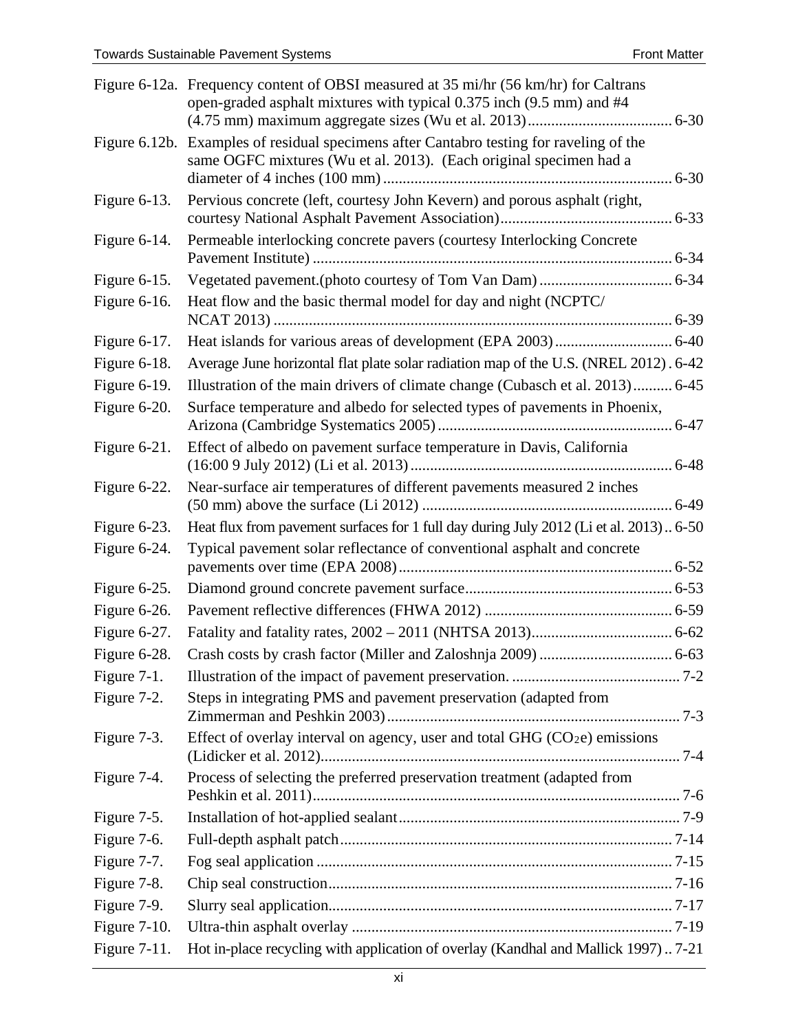| | | |
|---|---|---|
| Figure 6-12a. | Frequency content of OBSI measured at 35 mi/hr (56 km/hr) for Caltrans open-graded asphalt mixtures with typical 0.375 inch (9.5 mm) and #4 (4.75 mm) maximum aggregate sizes (Wu et al. 2013) | 6-30 |
| Figure 6.12b. | Examples of residual specimens after Cantabro testing for raveling of the same OGFC mixtures (Wu et al. 2013). (Each original specimen had a diameter of 4 inches (100 mm) | 6-30 |
| Figure 6-13. | Pervious concrete (left, courtesy John Kevern) and porous asphalt (right, courtesy National Asphalt Pavement Association) | 6-33 |
| Figure 6-14. | Permeable interlocking concrete pavers (courtesy Interlocking Concrete Pavement Institute) | 6-34 |
| Figure 6-15. | Vegetated pavement.(photo courtesy of Tom Van Dam) | 6-34 |
| Figure 6-16. | Heat flow and the basic thermal model for day and night (NCPTC/ NCAT 2013) | 6-39 |
| Figure 6-17. | Heat islands for various areas of development (EPA 2003) | 6-40 |
| Figure 6-18. | Average June horizontal flat plate solar radiation map of the U.S. (NREL 2012) | 6-42 |
| Figure 6-19. | Illustration of the main drivers of climate change (Cubasch et al. 2013) | 6-45 |
| Figure 6-20. | Surface temperature and albedo for selected types of pavements in Phoenix, Arizona (Cambridge Systematics 2005) | 6-47 |
| Figure 6-21. | Effect of albedo on pavement surface temperature in Davis, California (16:00 9 July 2012) (Li et al. 2013) | 6-48 |
| Figure 6-22. | Near-surface air temperatures of different pavements measured 2 inches (50 mm) above the surface (Li 2012) | 6-49 |
| Figure 6-23. | Heat flux from pavement surfaces for 1 full day during July 2012 (Li et al. 2013) | 6-50 |
| Figure 6-24. | Typical pavement solar reflectance of conventional asphalt and concrete pavements over time (EPA 2008) | 6-52 |
| Figure 6-25. | Diamond ground concrete pavement surface | 6-53 |
| Figure 6-26. | Pavement reflective differences (FHWA 2012) | 6-59 |
| Figure 6-27. | Fatality and fatality rates, 2002 – 2011 (NHTSA 2013) | 6-62 |
| Figure 6-28. | Crash costs by crash factor (Miller and Zaloshnja 2009) | 6-63 |
| Figure 7-1. | Illustration of the impact of pavement preservation. | 7-2 |
| Figure 7-2. | Steps in integrating PMS and pavement preservation (adapted from Zimmerman and Peshkin 2003) | 7-3 |
| Figure 7-3. | Effect of overlay interval on agency, user and total GHG ($CO_2e$) emissions (Lidicker et al. 2012) | 7-4 |
| Figure 7-4. | Process of selecting the preferred preservation treatment (adapted from Peshkin et al. 2011) | 7-6 |
| Figure 7-5. | Installation of hot-applied sealant | 7-9 |
| Figure 7-6. | Full-depth asphalt patch | 7-14 |
| Figure 7-7. | Fog seal application | 7-15 |
| Figure 7-8. | Chip seal construction | 7-16 |
| Figure 7-9. | Slurry seal application | 7-17 |
| Figure 7-10. | Ultra-thin asphalt overlay | 7-19 |
| Figure 7-11. | Hot in-place recycling with application of overlay (Kandhal and Mallick 1997) | 7-21 |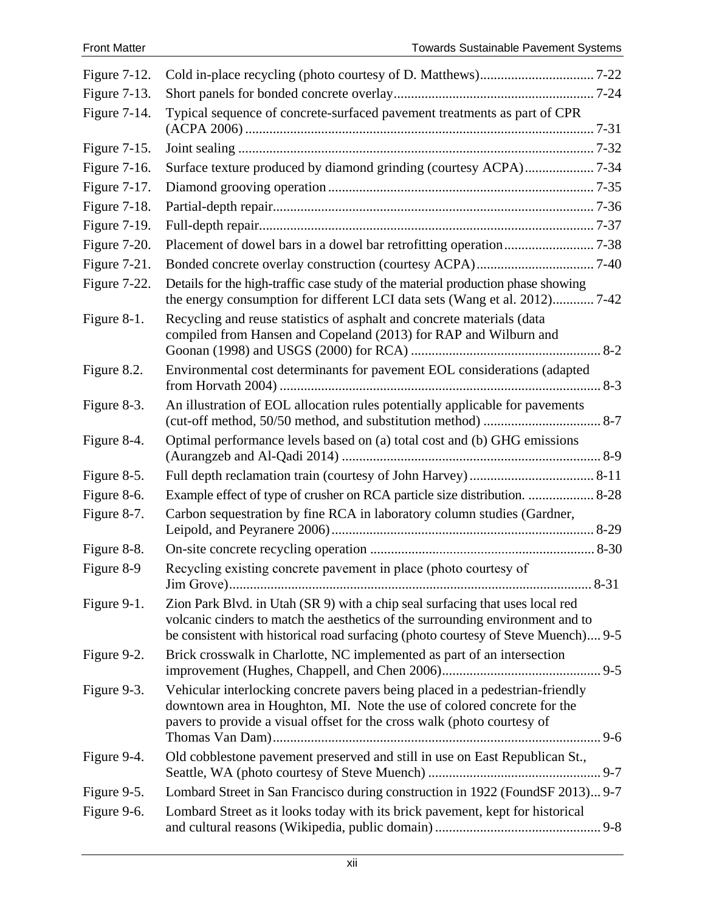| | | |
|---|---|---|
| Figure 7-12. | Cold in-place recycling (photo courtesy of D. Matthews) | 7-22 |
| Figure 7-13. | Short panels for bonded concrete overlay | 7-24 |
| Figure 7-14. | Typical sequence of concrete-surfaced pavement treatments as part of CPR (ACPA 2006) | 7-31 |
| Figure 7-15. | Joint sealing | 7-32 |
| Figure 7-16. | Surface texture produced by diamond grinding (courtesy ACPA) | 7-34 |
| Figure 7-17. | Diamond grooving operation | 7-35 |
| Figure 7-18. | Partial-depth repair | 7-36 |
| Figure 7-19. | Full-depth repair | 7-37 |
| Figure 7-20. | Placement of dowel bars in a dowel bar retrofitting operation | 7-38 |
| Figure 7-21. | Bonded concrete overlay construction (courtesy ACPA) | 7-40 |
| Figure 7-22. | Details for the high-traffic case study of the material production phase showing the energy consumption for different LCI data sets (Wang et al. 2012) | 7-42 |
| Figure 8-1. | Recycling and reuse statistics of asphalt and concrete materials (data compiled from Hansen and Copeland (2013) for RAP and Wilburn and Goonan (1998) and USGS (2000) for RCA) | 8-2 |
| Figure 8.2. | Environmental cost determinants for pavement EOL considerations (adapted from Horvath 2004) | 8-3 |
| Figure 8-3. | An illustration of EOL allocation rules potentially applicable for pavements (cut-off method, 50/50 method, and substitution method) | 8-7 |
| Figure 8-4. | Optimal performance levels based on (a) total cost and (b) GHG emissions (Aurangzeb and Al-Qadi 2014) | 8-9 |
| Figure 8-5. | Full depth reclamation train (courtesy of John Harvey) | 8-11 |
| Figure 8-6. | Example effect of type of crusher on RCA particle size distribution. | 8-28 |
| Figure 8-7. | Carbon sequestration by fine RCA in laboratory column studies (Gardner, Leipold, and Peyranere 2006) | 8-29 |
| Figure 8-8. | On-site concrete recycling operation | 8-30 |
| Figure 8-9 | Recycling existing concrete pavement in place (photo courtesy of Jim Grove) | 8-31 |
| Figure 9-1. | Zion Park Blvd. in Utah (SR 9) with a chip seal surfacing that uses local red volcanic cinders to match the aesthetics of the surrounding environment and to be consistent with historical road surfacing (photo courtesy of Steve Muench) | 9-5 |
| Figure 9-2. | Brick crosswalk in Charlotte, NC implemented as part of an intersection improvement (Hughes, Chappell, and Chen 2006) | 9-5 |
| Figure 9-3. | Vehicular interlocking concrete pavers being placed in a pedestrian-friendly downtown area in Houghton, MI. Note the use of colored concrete for the pavers to provide a visual offset for the cross walk (photo courtesy of Thomas Van Dam) | 9-6 |
| Figure 9-4. | Old cobblestone pavement preserved and still in use on East Republican St., Seattle, WA (photo courtesy of Steve Muench) | 9-7 |
| Figure 9-5. | Lombard Street in San Francisco during construction in 1922 (FoundSF 2013) | 9-7 |
| Figure 9-6. | Lombard Street as it looks today with its brick pavement, kept for historical and cultural reasons (Wikipedia, public domain) | 9-8 |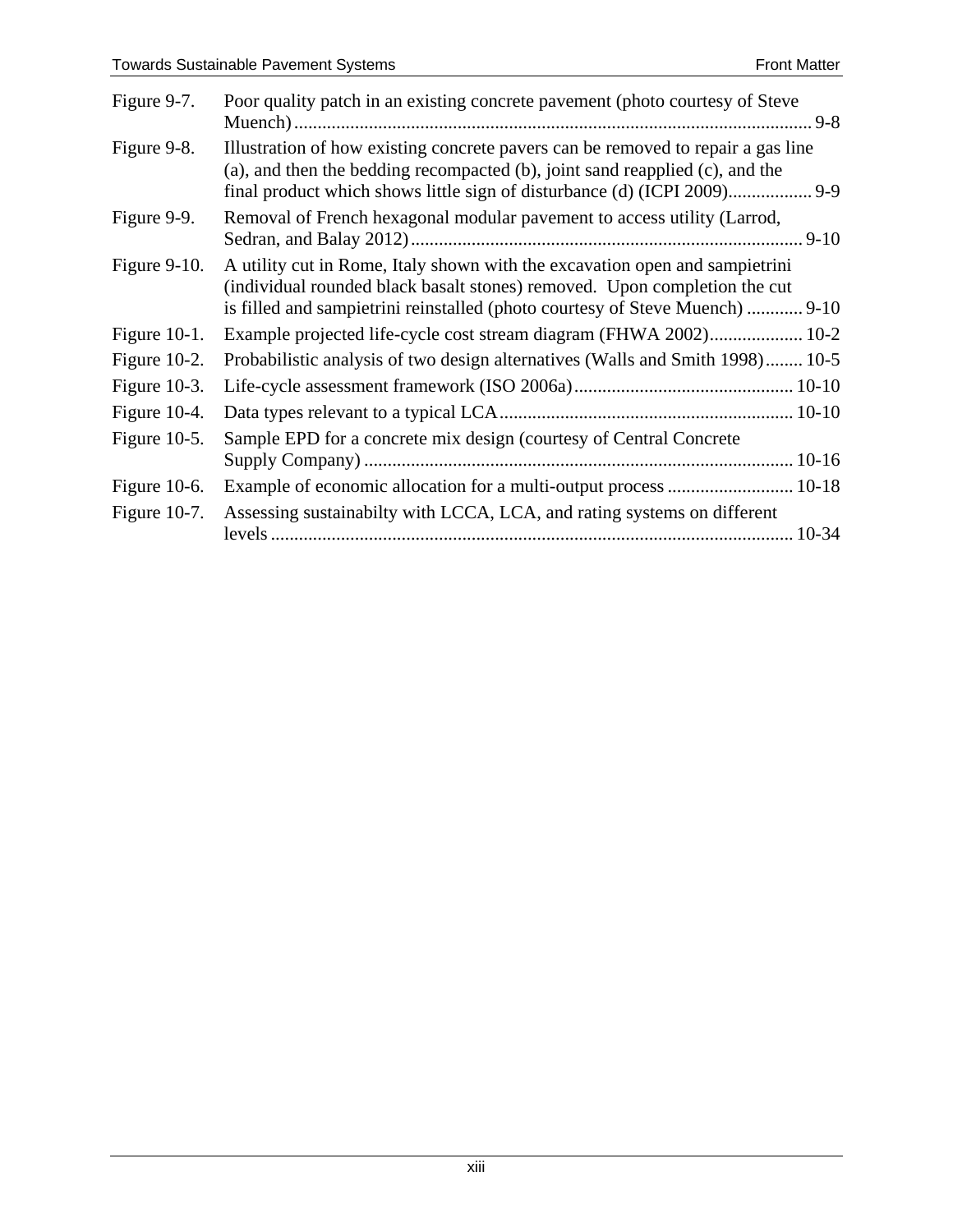| | | |
|---|---|---|
| Figure 9-7. | Poor quality patch in an existing concrete pavement (photo courtesy of Steve Muench) | 9-8 |
| Figure 9-8. | Illustration of how existing concrete pavers can be removed to repair a gas line (a), and then the bedding recompacted (b), joint sand reapplied (c), and the final product which shows little sign of disturbance (d) (ICPI 2009) | 9-9 |
| Figure 9-9. | Removal of French hexagonal modular pavement to access utility (Larrod, Sedran, and Balay 2012) | 9-10 |
| Figure 9-10. | A utility cut in Rome, Italy shown with the excavation open and sampietrini (individual rounded black basalt stones) removed. Upon completion the cut is filled and sampietrini reinstalled (photo courtesy of Steve Muench) | 9-10 |
| Figure 10-1. | Example projected life-cycle cost stream diagram (FHWA 2002) | 10-2 |
| Figure 10-2. | Probabilistic analysis of two design alternatives (Walls and Smith 1998) | 10-5 |
| Figure 10-3. | Life-cycle assessment framework (ISO 2006a) | 10-10 |
| Figure 10-4. | Data types relevant to a typical LCA | 10-10 |
| Figure 10-5. | Sample EPD for a concrete mix design (courtesy of Central Concrete Supply Company) | 10-16 |
| Figure 10-6. | Example of economic allocation for a multi-output process | 10-18 |
| Figure 10-7. | Assessing sustainabilty with LCCA, LCA, and rating systems on different levels | 10-34 |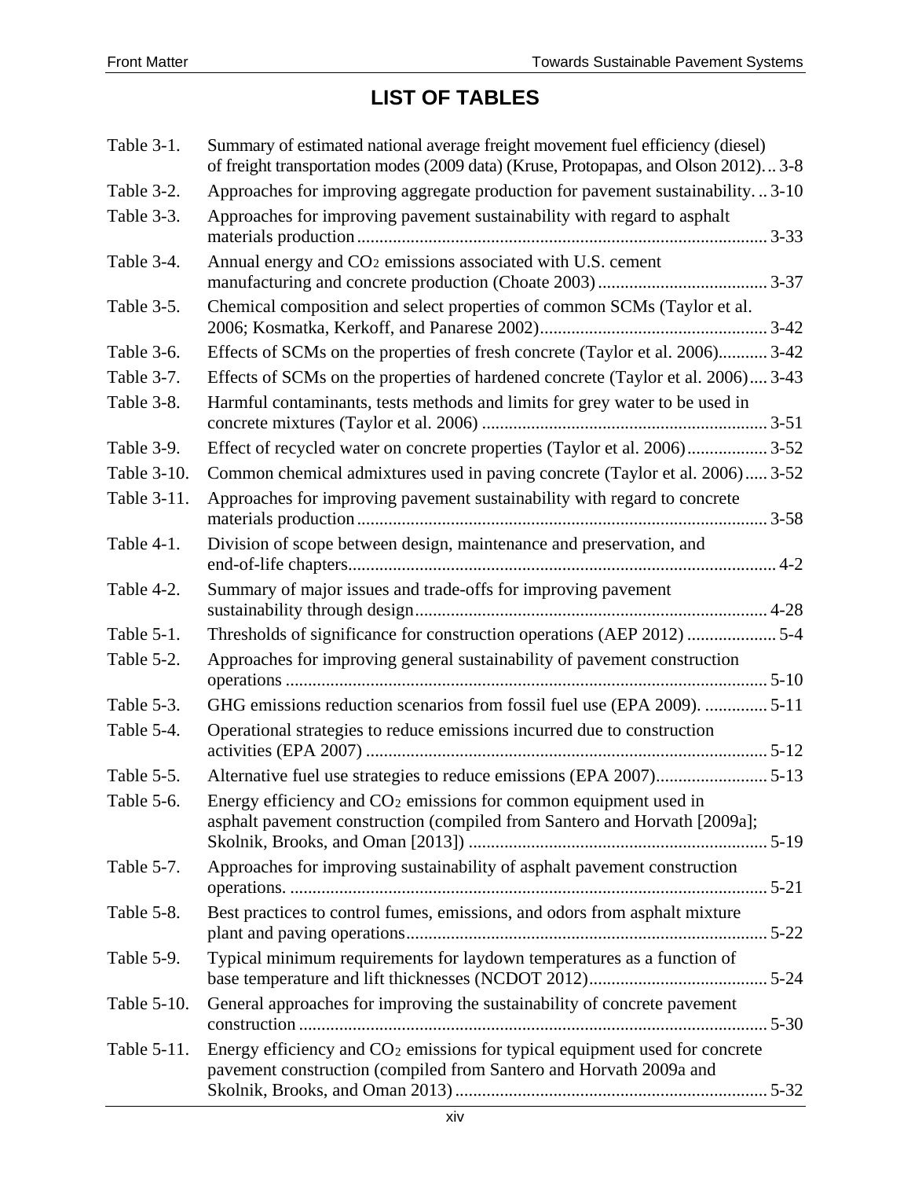# LIST OF TABLES

| | | |
|---|---|---|
| Table 3-1. | Summary of estimated national average freight movement fuel efficiency (diesel) of freight transportation modes (2009 data) (Kruse, Protopapas, and Olson 2012) | 3-8 |
| Table 3-2. | Approaches for improving aggregate production for pavement sustainability. | 3-10 |
| Table 3-3. | Approaches for improving pavement sustainability with regard to asphalt materials production | 3-33 |
| Table 3-4. | Annual energy and $CO_2$ emissions associated with U.S. cement manufacturing and concrete production (Choate 2003) | 3-37 |
| Table 3-5. | Chemical composition and select properties of common SCMs (Taylor et al. 2006; Kosmatka, Kerkoff, and Panarese 2002) | 3-42 |
| Table 3-6. | Effects of SCMs on the properties of fresh concrete (Taylor et al. 2006) | 3-42 |
| Table 3-7. | Effects of SCMs on the properties of hardened concrete (Taylor et al. 2006) | 3-43 |
| Table 3-8. | Harmful contaminants, tests methods and limits for grey water to be used in concrete mixtures (Taylor et al. 2006) | 3-51 |
| Table 3-9. | Effect of recycled water on concrete properties (Taylor et al. 2006) | 3-52 |
| Table 3-10. | Common chemical admixtures used in paving concrete (Taylor et al. 2006) | 3-52 |
| Table 3-11. | Approaches for improving pavement sustainability with regard to concrete materials production | 3-58 |
| Table 4-1. | Division of scope between design, maintenance and preservation, and end-of-life chapters | 4-2 |
| Table 4-2. | Summary of major issues and trade-offs for improving pavement sustainability through design | 4-28 |
| Table 5-1. | Thresholds of significance for construction operations (AEP 2012) | 5-4 |
| Table 5-2. | Approaches for improving general sustainability of pavement construction operations | 5-10 |
| Table 5-3. | GHG emissions reduction scenarios from fossil fuel use (EPA 2009). | 5-11 |
| Table 5-4. | Operational strategies to reduce emissions incurred due to construction activities (EPA 2007) | 5-12 |
| Table 5-5. | Alternative fuel use strategies to reduce emissions (EPA 2007) | 5-13 |
| Table 5-6. | Energy efficiency and $CO_2$ emissions for common equipment used in asphalt pavement construction (compiled from Santero and Horvath [2009a]; Skolnik, Brooks, and Oman [2013]) | 5-19 |
| Table 5-7. | Approaches for improving sustainability of asphalt pavement construction operations. | 5-21 |
| Table 5-8. | Best practices to control fumes, emissions, and odors from asphalt mixture plant and paving operations | 5-22 |
| Table 5-9. | Typical minimum requirements for laydown temperatures as a function of base temperature and lift thicknesses (NCDOT 2012) | 5-24 |
| Table 5-10. | General approaches for improving the sustainability of concrete pavement construction | 5-30 |
| Table 5-11. | Energy efficiency and $CO_2$ emissions for typical equipment used for concrete pavement construction (compiled from Santero and Horvath 2009a and Skolnik, Brooks, and Oman 2013) | 5-32 |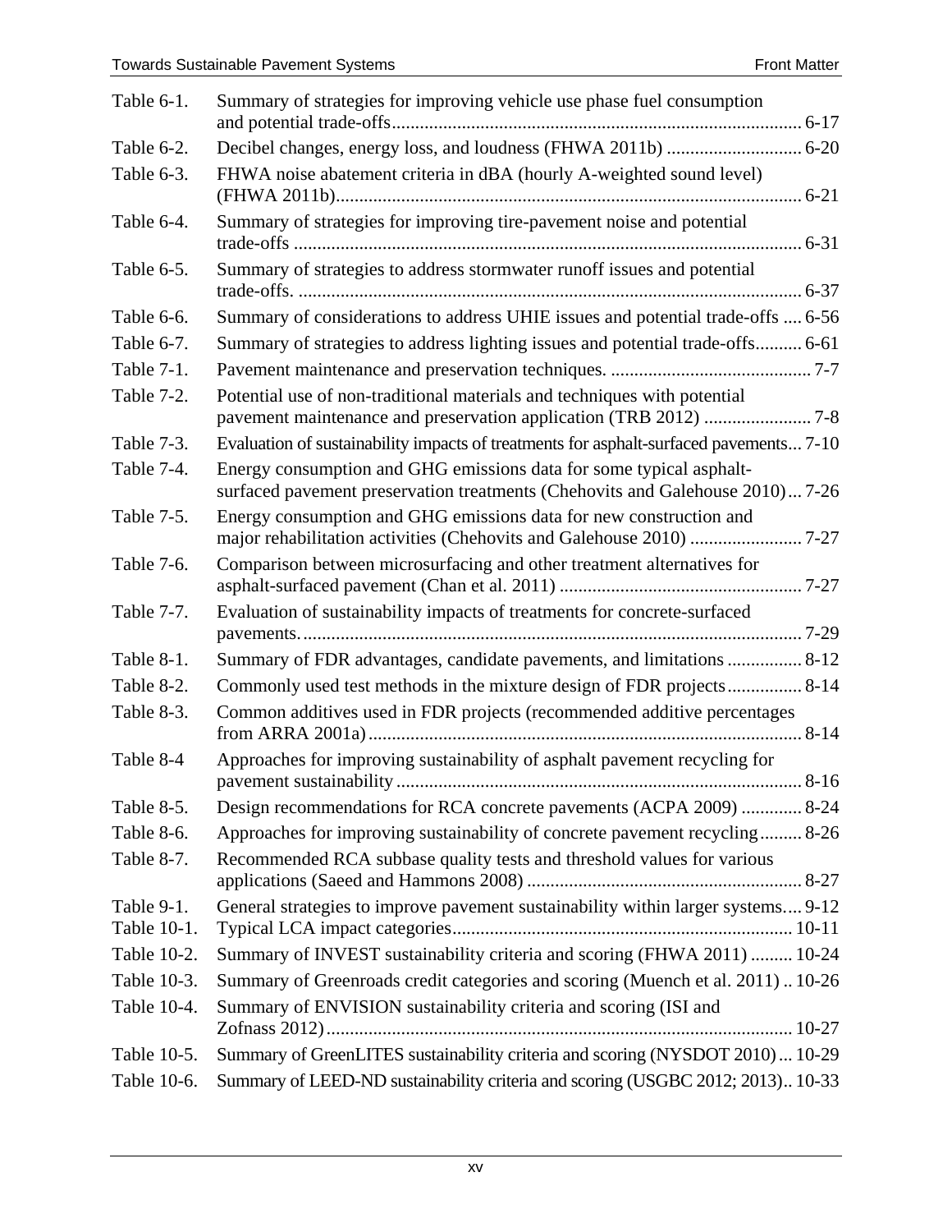| | | |
|---|---|---|
| Table 6-1. | Summary of strategies for improving vehicle use phase fuel consumption and potential trade-offs | 6-17 |
| Table 6-2. | Decibel changes, energy loss, and loudness (FHWA 2011b) | 6-20 |
| Table 6-3. | FHWA noise abatement criteria in dBA (hourly A-weighted sound level) (FHWA 2011b) | 6-21 |
| Table 6-4. | Summary of strategies for improving tire-pavement noise and potential trade-offs | 6-31 |
| Table 6-5. | Summary of strategies to address stormwater runoff issues and potential trade-offs. | 6-37 |
| Table 6-6. | Summary of considerations to address UHIE issues and potential trade-offs | 6-56 |
| Table 6-7. | Summary of strategies to address lighting issues and potential trade-offs | 6-61 |
| Table 7-1. | Pavement maintenance and preservation techniques. | 7-7 |
| Table 7-2. | Potential use of non-traditional materials and techniques with potential pavement maintenance and preservation application (TRB 2012) | 7-8 |
| Table 7-3. | Evaluation of sustainability impacts of treatments for asphalt-surfaced pavements | 7-10 |
| Table 7-4. | Energy consumption and GHG emissions data for some typical asphalt-surfaced pavement preservation treatments (Chehovits and Galehouse 2010) | 7-26 |
| Table 7-5. | Energy consumption and GHG emissions data for new construction and major rehabilitation activities (Chehovits and Galehouse 2010) | 7-27 |
| Table 7-6. | Comparison between microsurfacing and other treatment alternatives for asphalt-surfaced pavement (Chan et al. 2011) | 7-27 |
| Table 7-7. | Evaluation of sustainability impacts of treatments for concrete-surfaced pavements. | 7-29 |
| Table 8-1. | Summary of FDR advantages, candidate pavements, and limitations | 8-12 |
| Table 8-2. | Commonly used test methods in the mixture design of FDR projects | 8-14 |
| Table 8-3. | Common additives used in FDR projects (recommended additive percentages from ARRA 2001a) | 8-14 |
| Table 8-4 | Approaches for improving sustainability of asphalt pavement recycling for pavement sustainability | 8-16 |
| Table 8-5. | Design recommendations for RCA concrete pavements (ACPA 2009) | 8-24 |
| Table 8-6. | Approaches for improving sustainability of concrete pavement recycling | 8-26 |
| Table 8-7. | Recommended RCA subbase quality tests and threshold values for various applications (Saeed and Hammons 2008) | 8-27 |
| Table 9-1. | General strategies to improve pavement sustainability within larger systems | 9-12 |
| Table 10-1. | Typical LCA impact categories | 10-11 |
| Table 10-2. | Summary of INVEST sustainability criteria and scoring (FHWA 2011) | 10-24 |
| Table 10-3. | Summary of Greenroads credit categories and scoring (Muench et al. 2011) | 10-26 |
| Table 10-4. | Summary of ENVISION sustainability criteria and scoring (ISI and Zofnass 2012) | 10-27 |
| Table 10-5. | Summary of GreenLITES sustainability criteria and scoring (NYSDOT 2010) | 10-29 |
| Table 10-6. | Summary of LEED-ND sustainability criteria and scoring (USGBC 2012; 2013) | 10-33 |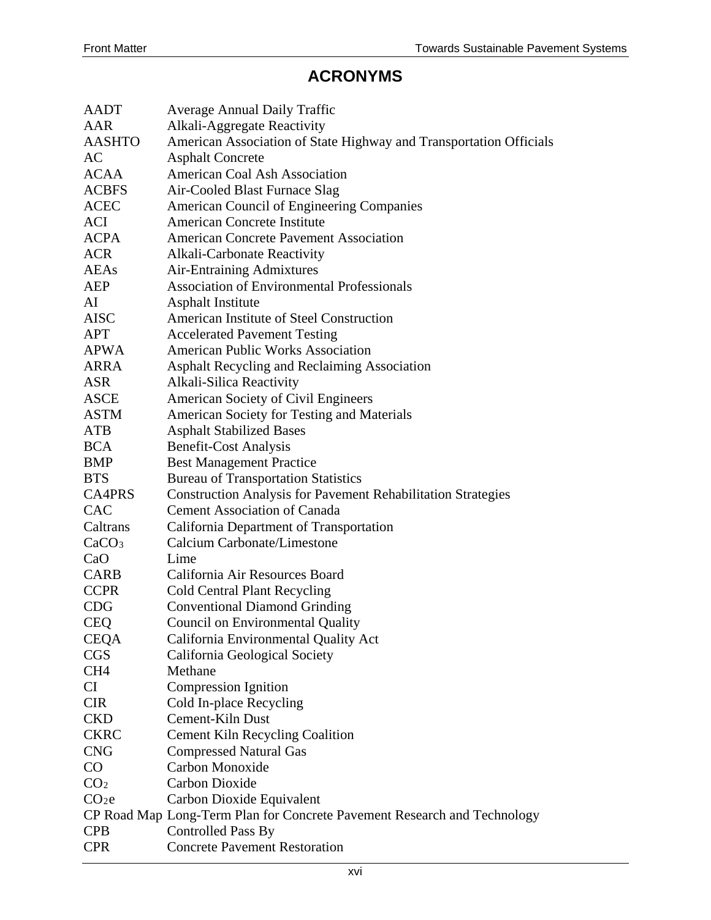# ACRONYMS

| | |
|---|---|
| AADT | Average Annual Daily Traffic |
| AAR | Alkali-Aggregate Reactivity |
| AASHTO | American Association of State Highway and Transportation Officials |
| AC | Asphalt Concrete |
| ACAA | American Coal Ash Association |
| ACBFS | Air-Cooled Blast Furnace Slag |
| ACEC | American Council of Engineering Companies |
| ACI | American Concrete Institute |
| ACPA | American Concrete Pavement Association |
| ACR | Alkali-Carbonate Reactivity |
| AEAs | Air-Entraining Admixtures |
| AEP | Association of Environmental Professionals |
| AI | Asphalt Institute |
| AISC | American Institute of Steel Construction |
| APT | Accelerated Pavement Testing |
| APWA | American Public Works Association |
| ARRA | Asphalt Recycling and Reclaiming Association |
| ASR | Alkali-Silica Reactivity |
| ASCE | American Society of Civil Engineers |
| ASTM | American Society for Testing and Materials |
| ATB | Asphalt Stabilized Bases |
| BCA | Benefit-Cost Analysis |
| BMP | Best Management Practice |
| BTS | Bureau of Transportation Statistics |
| CA4PRS | Construction Analysis for Pavement Rehabilitation Strategies |
| CAC | Cement Association of Canada |
| Caltrans | California Department of Transportation |
| $CaCO_3$ | Calcium Carbonate/Limestone |
| CaO | Lime |
| CARB | California Air Resources Board |
| CCPR | Cold Central Plant Recycling |
| CDG | Conventional Diamond Grinding |
| CEQ | Council on Environmental Quality |
| CEQA | California Environmental Quality Act |
| CGS | California Geological Society |
| CH4 | Methane |
| CI | Compression Ignition |
| CIR | Cold In-place Recycling |
| CKD | Cement-Kiln Dust |
| CKRC | Cement Kiln Recycling Coalition |
| CNG | Compressed Natural Gas |
| CO | Carbon Monoxide |
| $CO_2$ | Carbon Dioxide |
| $CO_2e$ | Carbon Dioxide Equivalent |
| CP Road Map | Long-Term Plan for Concrete Pavement Research and Technology |
| CPB | Controlled Pass By |
| CPR | Concrete Pavement Restoration |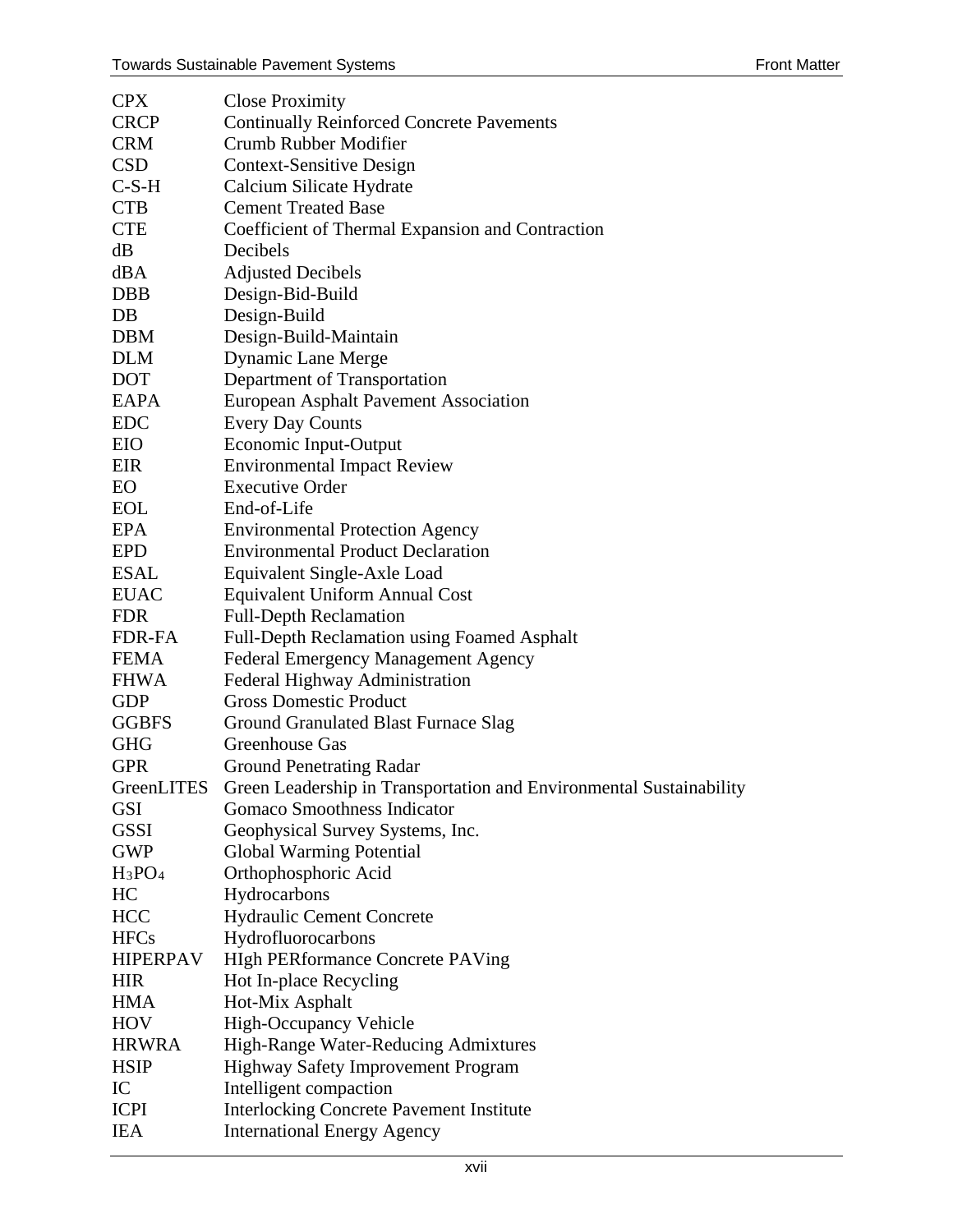| | |
|---|---|
| CPX | Close Proximity |
| CRCP | Continually Reinforced Concrete Pavements |
| CRM | Crumb Rubber Modifier |
| CSD | Context-Sensitive Design |
| C-S-H | Calcium Silicate Hydrate |
| CTB | Cement Treated Base |
| CTE | Coefficient of Thermal Expansion and Contraction |
| dB | Decibels |
| dBA | Adjusted Decibels |
| DBB | Design-Bid-Build |
| DB | Design-Build |
| DBM | Design-Build-Maintain |
| DLM | Dynamic Lane Merge |
| DOT | Department of Transportation |
| EAPA | European Asphalt Pavement Association |
| EDC | Every Day Counts |
| EIO | Economic Input-Output |
| EIR | Environmental Impact Review |
| EO | Executive Order |
| EOL | End-of-Life |
| EPA | Environmental Protection Agency |
| EPD | Environmental Product Declaration |
| ESAL | Equivalent Single-Axle Load |
| EUAC | Equivalent Uniform Annual Cost |
| FDR | Full-Depth Reclamation |
| FDR-FA | Full-Depth Reclamation using Foamed Asphalt |
| FEMA | Federal Emergency Management Agency |
| FHWA | Federal Highway Administration |
| GDP | Gross Domestic Product |
| GGBFS | Ground Granulated Blast Furnace Slag |
| GHG | Greenhouse Gas |
| GPR | Ground Penetrating Radar |
| GreenLITES | Green Leadership in Transportation and Environmental Sustainability |
| GSI | Gomaco Smoothness Indicator |
| GSSI | Geophysical Survey Systems, Inc. |
| GWP | Global Warming Potential |
| $H_3PO_4$ | Orthophosphoric Acid |
| HC | Hydrocarbons |
| HCC | Hydraulic Cement Concrete |
| HFCs | Hydrofluorocarbons |
| HIPERPAV | HIgh PERformance Concrete PAVing |
| HIR | Hot In-place Recycling |
| HMA | Hot-Mix Asphalt |
| HOV | High-Occupancy Vehicle |
| HRWRA | High-Range Water-Reducing Admixtures |
| HSIP | Highway Safety Improvement Program |
| IC | Intelligent compaction |
| ICPI | Interlocking Concrete Pavement Institute |
| IEA | International Energy Agency |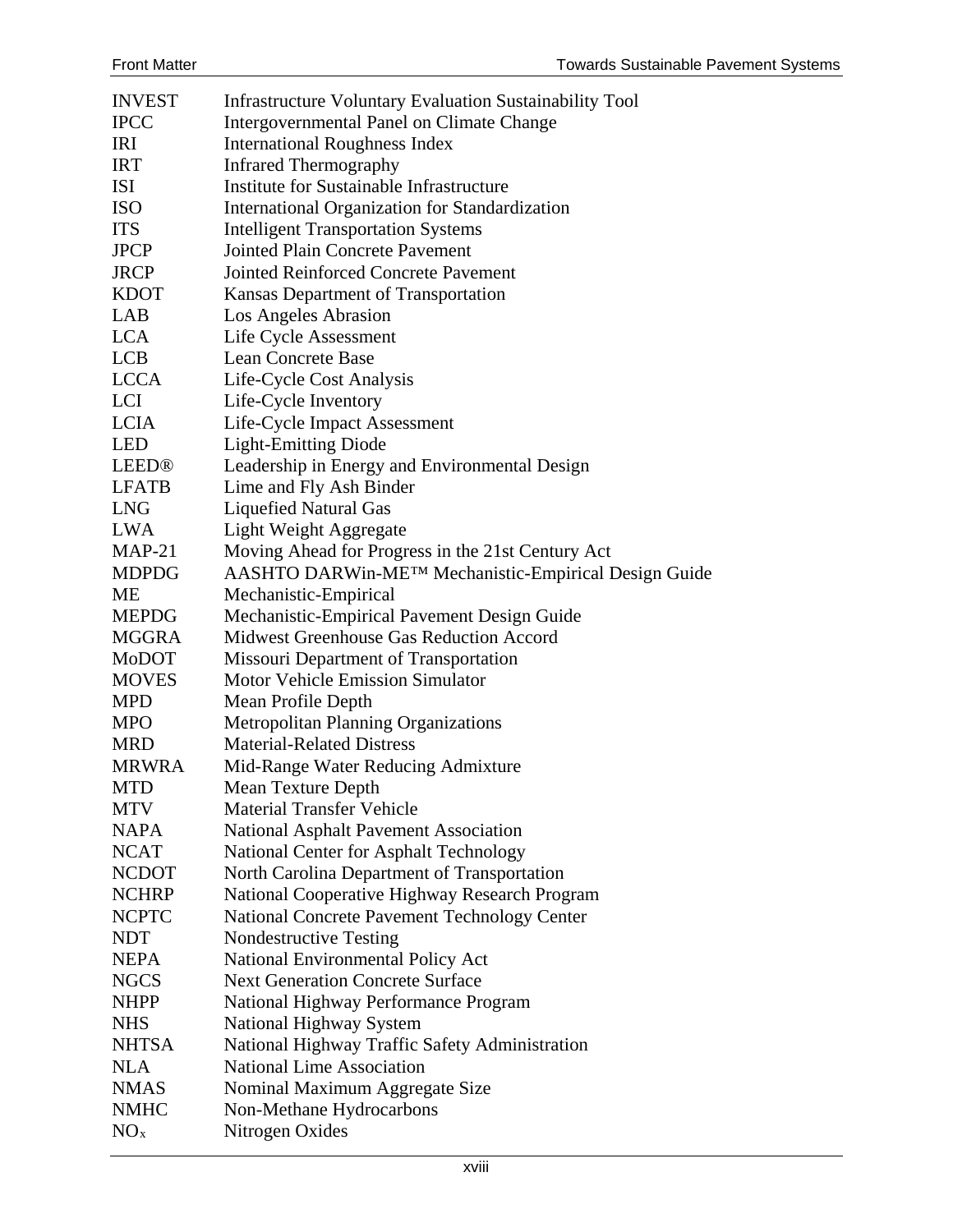| | |
|---|---|
| INVEST | Infrastructure Voluntary Evaluation Sustainability Tool |
| IPCC | Intergovernmental Panel on Climate Change |
| IRI | International Roughness Index |
| IRT | Infrared Thermography |
| ISI | Institute for Sustainable Infrastructure |
| ISO | International Organization for Standardization |
| ITS | Intelligent Transportation Systems |
| JPCP | Jointed Plain Concrete Pavement |
| JRCP | Jointed Reinforced Concrete Pavement |
| KDOT | Kansas Department of Transportation |
| LAB | Los Angeles Abrasion |
| LCA | Life Cycle Assessment |
| LCB | Lean Concrete Base |
| LCCA | Life-Cycle Cost Analysis |
| LCI | Life-Cycle Inventory |
| LCIA | Life-Cycle Impact Assessment |
| LED | Light-Emitting Diode |
| LEED® | Leadership in Energy and Environmental Design |
| LFATB | Lime and Fly Ash Binder |
| LNG | Liquefied Natural Gas |
| LWA | Light Weight Aggregate |
| MAP-21 | Moving Ahead for Progress in the 21st Century Act |
| MDPDG | AASHTO DARWin-ME™ Mechanistic-Empirical Design Guide |
| ME | Mechanistic-Empirical |
| MEPDG | Mechanistic-Empirical Pavement Design Guide |
| MGGRA | Midwest Greenhouse Gas Reduction Accord |
| MoDOT | Missouri Department of Transportation |
| MOVES | Motor Vehicle Emission Simulator |
| MPD | Mean Profile Depth |
| MPO | Metropolitan Planning Organizations |
| MRD | Material-Related Distress |
| MRWRA | Mid-Range Water Reducing Admixture |
| MTD | Mean Texture Depth |
| MTV | Material Transfer Vehicle |
| NAPA | National Asphalt Pavement Association |
| NCAT | National Center for Asphalt Technology |
| NCDOT | North Carolina Department of Transportation |
| NCHRP | National Cooperative Highway Research Program |
| NCPTC | National Concrete Pavement Technology Center |
| NDT | Nondestructive Testing |
| NEPA | National Environmental Policy Act |
| NGCS | Next Generation Concrete Surface |
| NHPP | National Highway Performance Program |
| NHS | National Highway System |
| NHTSA | National Highway Traffic Safety Administration |
| NLA | National Lime Association |
| NMAS | Nominal Maximum Aggregate Size |
| NMHC | Non-Methane Hydrocarbons |
| $NO_x$ | Nitrogen Oxides |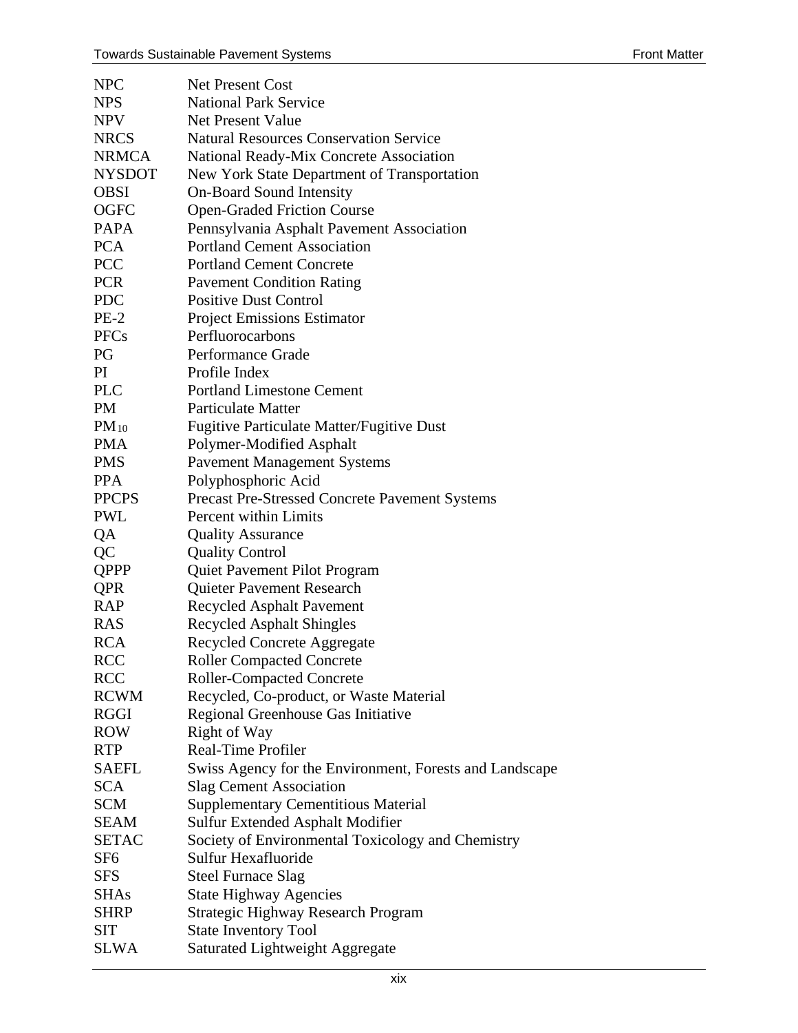| | |
|---|---|
| NPC | Net Present Cost |
| NPS | National Park Service |
| NPV | Net Present Value |
| NRCS | Natural Resources Conservation Service |
| NRMCA | National Ready-Mix Concrete Association |
| NYSDOT | New York State Department of Transportation |
| OBSI | On-Board Sound Intensity |
| OGFC | Open-Graded Friction Course |
| PAPA | Pennsylvania Asphalt Pavement Association |
| PCA | Portland Cement Association |
| PCC | Portland Cement Concrete |
| PCR | Pavement Condition Rating |
| PDC | Positive Dust Control |
| PE-2 | Project Emissions Estimator |
| PFCs | Perfluorocarbons |
| PG | Performance Grade |
| PI | Profile Index |
| PLC | Portland Limestone Cement |
| PM | Particulate Matter |
| $PM_{10}$ | Fugitive Particulate Matter/Fugitive Dust |
| PMA | Polymer-Modified Asphalt |
| PMS | Pavement Management Systems |
| PPA | Polyphosphoric Acid |
| PPCPS | Precast Pre-Stressed Concrete Pavement Systems |
| PWL | Percent within Limits |
| QA | Quality Assurance |
| QC | Quality Control |
| QPPP | Quiet Pavement Pilot Program |
| QPR | Quieter Pavement Research |
| RAP | Recycled Asphalt Pavement |
| RAS | Recycled Asphalt Shingles |
| RCA | Recycled Concrete Aggregate |
| RCC | Roller Compacted Concrete |
| RCC | Roller-Compacted Concrete |
| RCWM | Recycled, Co-product, or Waste Material |
| RGGI | Regional Greenhouse Gas Initiative |
| ROW | Right of Way |
| RTP | Real-Time Profiler |
| SAEFL | Swiss Agency for the Environment, Forests and Landscape |
| SCA | Slag Cement Association |
| SCM | Supplementary Cementitious Material |
| SEAM | Sulfur Extended Asphalt Modifier |
| SETAC | Society of Environmental Toxicology and Chemistry |
| $SF_6$ | Sulfur Hexafluoride |
| SFS | Steel Furnace Slag |
| SHAs | State Highway Agencies |
| SHRP | Strategic Highway Research Program |
| SIT | State Inventory Tool |
| SLWA | Saturated Lightweight Aggregate |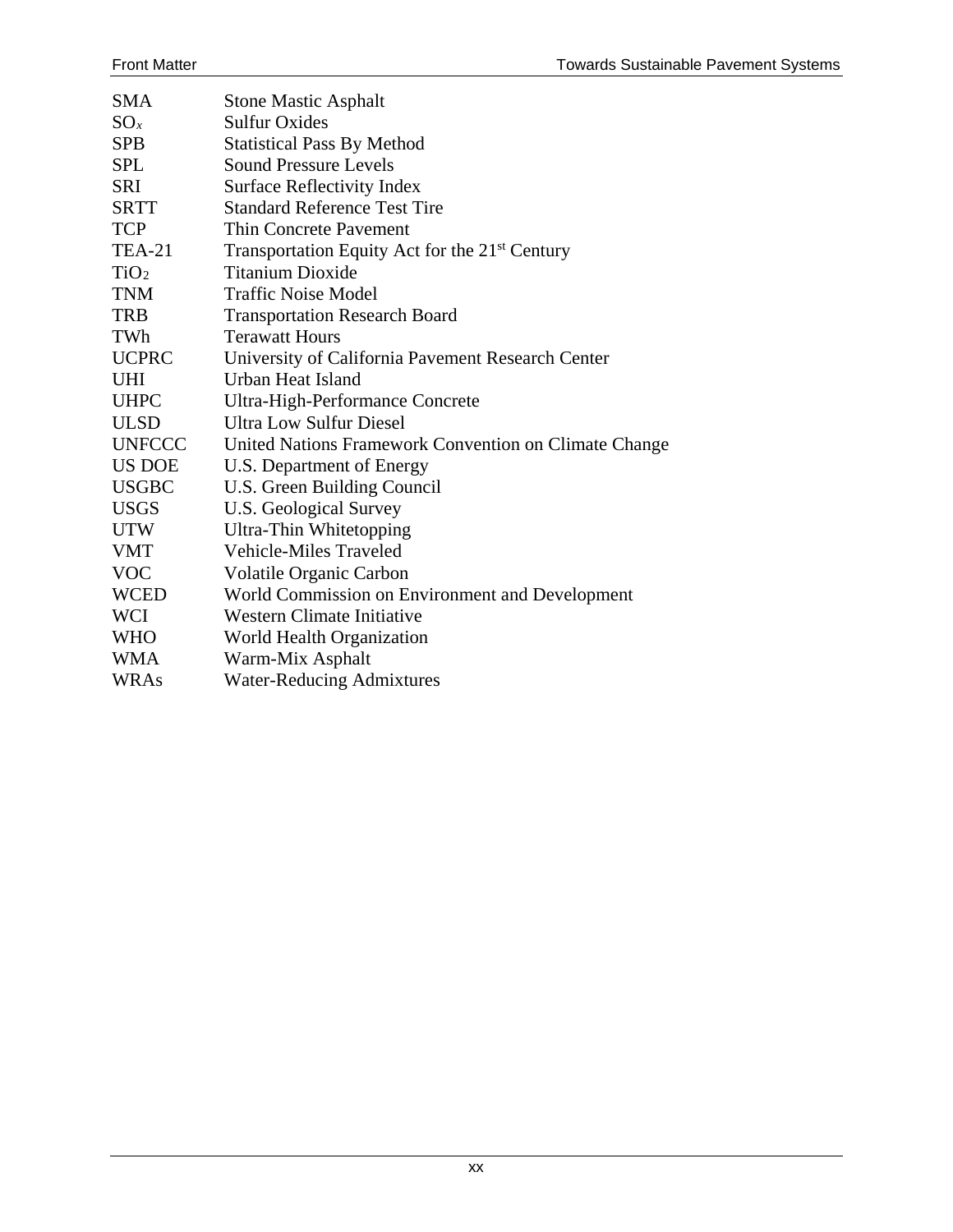| | |
|---|---|
| SMA | Stone Mastic Asphalt |
| $SO_x$ | Sulfur Oxides |
| SPB | Statistical Pass By Method |
| SPL | Sound Pressure Levels |
| SRI | Surface Reflectivity Index |
| SRTT | Standard Reference Test Tire |
| TCP | Thin Concrete Pavement |
| TEA-21 | Transportation Equity Act for the 21st Century |
| $TiO_2$ | Titanium Dioxide |
| TNM | Traffic Noise Model |
| TRB | Transportation Research Board |
| TWh | Terawatt Hours |
| UCPRC | University of California Pavement Research Center |
| UHI | Urban Heat Island |
| UHPC | Ultra-High-Performance Concrete |
| ULSD | Ultra Low Sulfur Diesel |
| UNFCCC | United Nations Framework Convention on Climate Change |
| US DOE | U.S. Department of Energy |
| USGBC | U.S. Green Building Council |
| USGS | U.S. Geological Survey |
| UTW | Ultra-Thin Whitetopping |
| VMT | Vehicle-Miles Traveled |
| VOC | Volatile Organic Carbon |
| WCED | World Commission on Environment and Development |
| WCI | Western Climate Initiative |
| WHO | World Health Organization |
| WMA | Warm-Mix Asphalt |
| WRAs | Water-Reducing Admixtures |